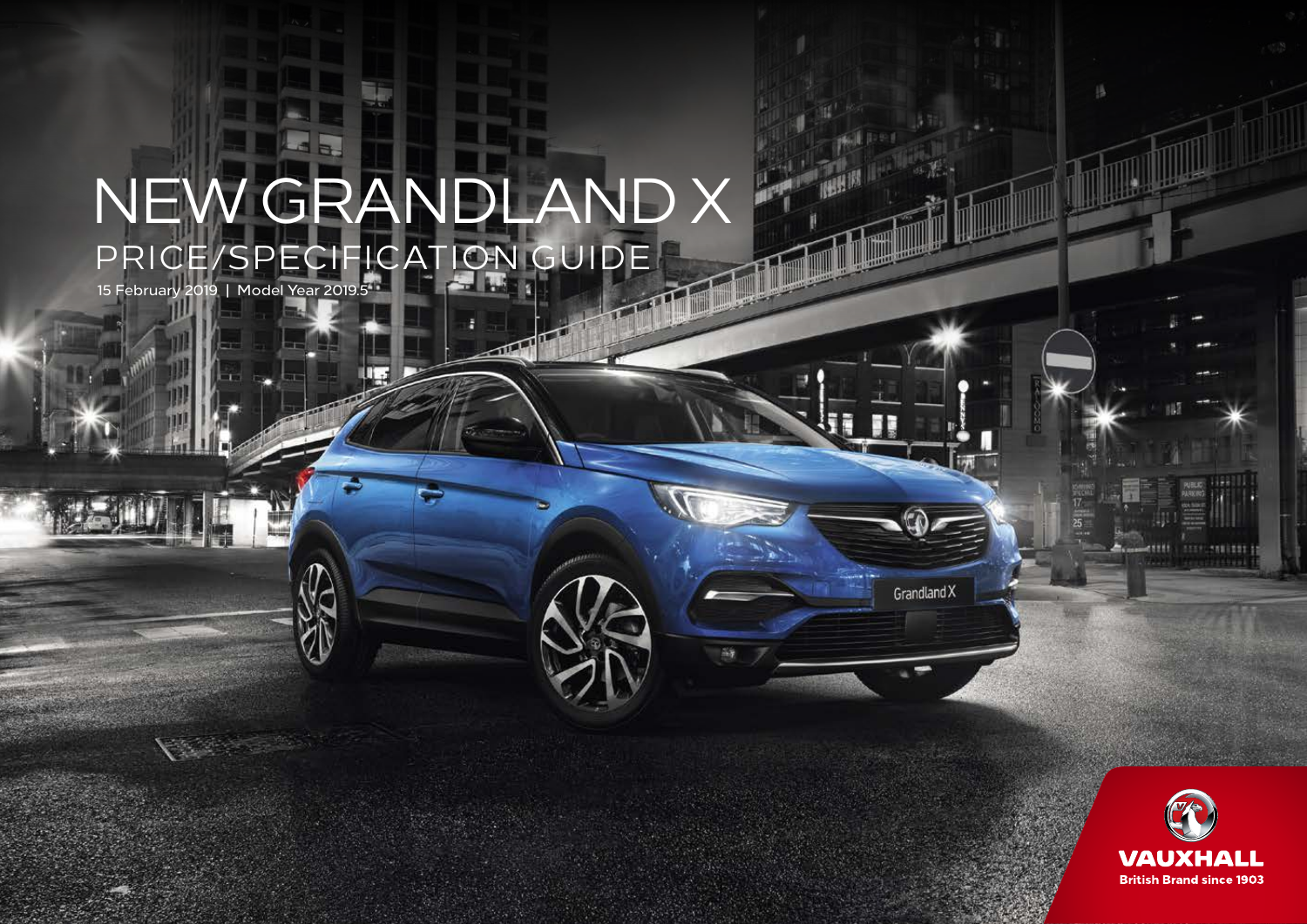# NEW GRANDLAND X

## PRICE/SPECIFICATION GUIDE

15 February 2019 | Model Year 2019.5

VAUXHALL

British Brand since 1903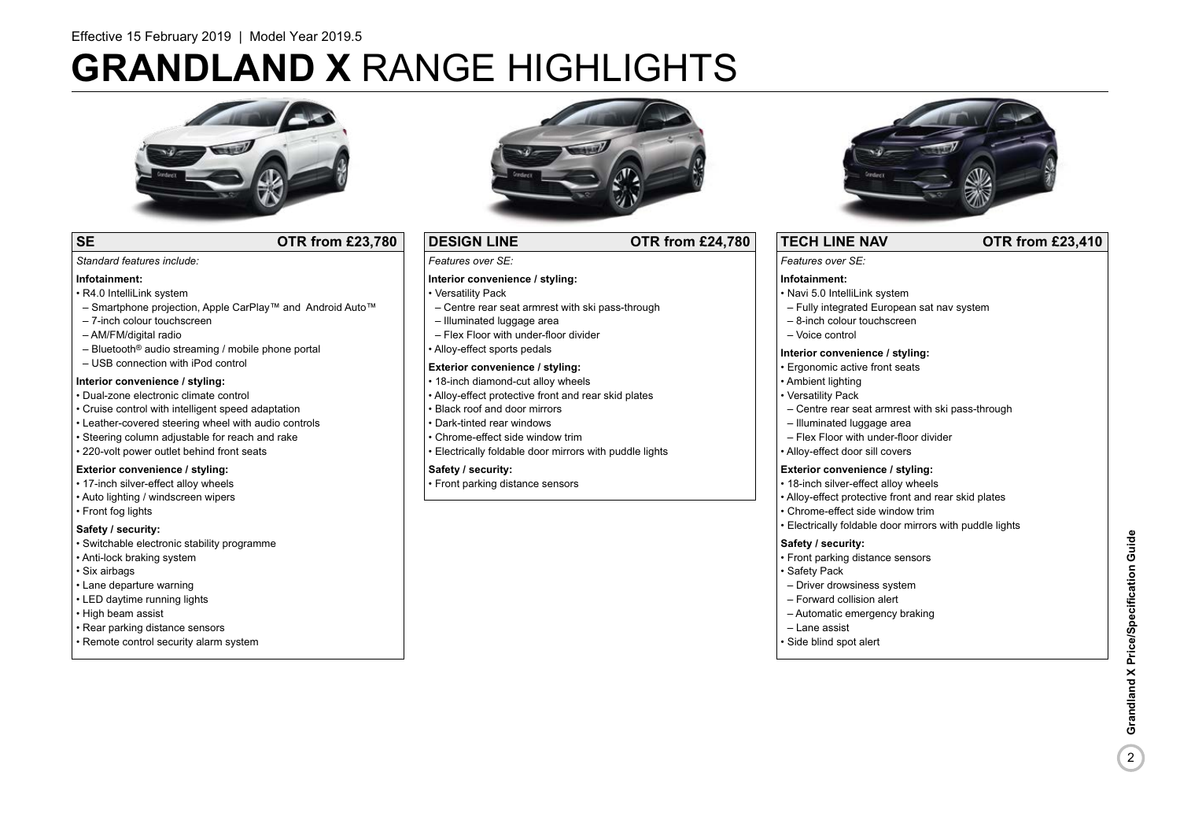Effective 15 February 2019 | Model Year 2019.5

# **GRANDLAND X** RANGE HIGHLIGHTS

## SE — OTR from £23,780

*Standard features include:*

**Infotainment:**
- R4.0 IntelliLink system
  - Smartphone projection, Apple CarPlay™ and Android Auto™
  - 7-inch colour touchscreen
  - AM/FM/digital radio
  - Bluetooth® audio streaming / mobile phone portal
  - USB connection with iPod control

**Interior convenience / styling:**
- Dual-zone electronic climate control
- Cruise control with intelligent speed adaptation
- Leather-covered steering wheel with audio controls
- Steering column adjustable for reach and rake
- 220-volt power outlet behind front seats

**Exterior convenience / styling:**
- 17-inch silver-effect alloy wheels
- Auto lighting / windscreen wipers
- Front fog lights

**Safety / security:**
- Switchable electronic stability programme
- Anti-lock braking system
- Six airbags
- Lane departure warning
- LED daytime running lights
- High beam assist
- Rear parking distance sensors
- Remote control security alarm system

## DESIGN LINE — OTR from £24,780

*Features over SE:*

**Interior convenience / styling:**
- Versatility Pack
  - Centre rear seat armrest with ski pass-through
  - Illuminated luggage area
  - Flex Floor with under-floor divider
- Alloy-effect sports pedals

**Exterior convenience / styling:**
- 18-inch diamond-cut alloy wheels
- Alloy-effect protective front and rear skid plates
- Black roof and door mirrors
- Dark-tinted rear windows
- Chrome-effect side window trim
- Electrically foldable door mirrors with puddle lights

**Safety / security:**
- Front parking distance sensors

## TECH LINE NAV — OTR from £23,410

*Features over SE:*

**Infotainment:**
- Navi 5.0 IntelliLink system
  - Fully integrated European sat nav system
  - 8-inch colour touchscreen
  - Voice control

**Interior convenience / styling:**
- Ergonomic active front seats
- Ambient lighting
- Versatility Pack
  - Centre rear seat armrest with ski pass-through
  - Illuminated luggage area
  - Flex Floor with under-floor divider
- Alloy-effect door sill covers

**Exterior convenience / styling:**
- 18-inch silver-effect alloy wheels
- Alloy-effect protective front and rear skid plates
- Chrome-effect side window trim
- Electrically foldable door mirrors with puddle lights

**Safety / security:**
- Front parking distance sensors
- Safety Pack
  - Driver drowsiness system
  - Forward collision alert
  - Automatic emergency braking
  - Lane assist
- Side blind spot alert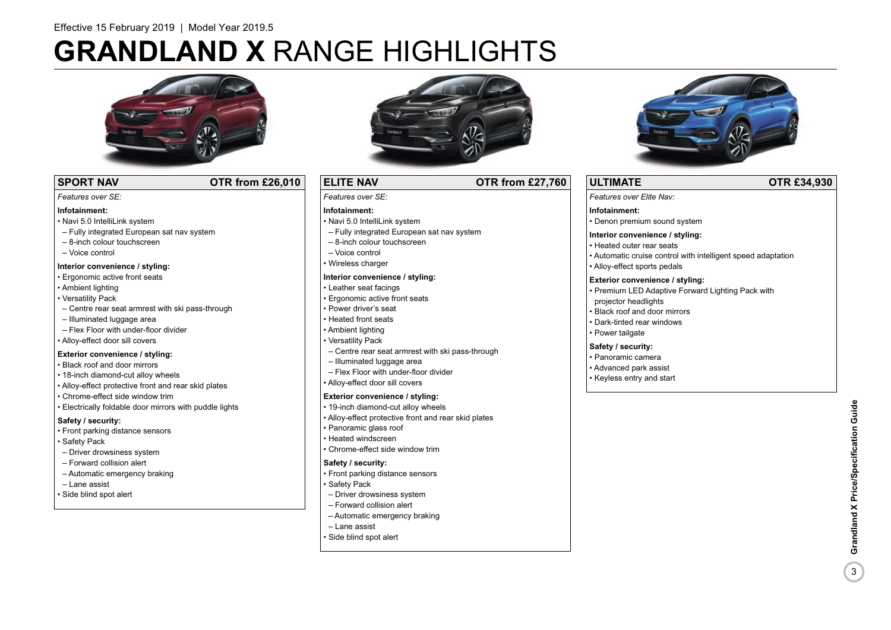Effective 15 February 2019 | Model Year 2019.5

# **GRANDLAND X** RANGE HIGHLIGHTS

## SPORT NAV — OTR from £26,010

*Features over SE:*

**Infotainment:**

- Navi 5.0 IntelliLink system
  - Fully integrated European sat nav system
  - 8-inch colour touchscreen
  - Voice control

**Interior convenience / styling:**

- Ergonomic active front seats
- Ambient lighting
- Versatility Pack
  - Centre rear seat armrest with ski pass-through
  - Illuminated luggage area
  - Flex Floor with under-floor divider
- Alloy-effect door sill covers

**Exterior convenience / styling:**

- Black roof and door mirrors
- 18-inch diamond-cut alloy wheels
- Alloy-effect protective front and rear skid plates
- Chrome-effect side window trim
- Electrically foldable door mirrors with puddle lights

**Safety / security:**

- Front parking distance sensors
- Safety Pack
  - Driver drowsiness system
  - Forward collision alert
  - Automatic emergency braking
  - Lane assist
- Side blind spot alert

## ELITE NAV — OTR from £27,760

*Features over SE:*

**Infotainment:**

- Navi 5.0 IntelliLink system
  - Fully integrated European sat nav system
  - 8-inch colour touchscreen
  - Voice control
- Wireless charger

**Interior convenience / styling:**

- Leather seat facings
- Ergonomic active front seats
- Power driver's seat
- Heated front seats
- Ambient lighting
- Versatility Pack
  - Centre rear seat armrest with ski pass-through
  - Illuminated luggage area
  - Flex Floor with under-floor divider
- Alloy-effect door sill covers

**Exterior convenience / styling:**

- 19-inch diamond-cut alloy wheels
- Alloy-effect protective front and rear skid plates
- Panoramic glass roof
- Heated windscreen
- Chrome-effect side window trim

**Safety / security:**

- Front parking distance sensors
- Safety Pack
  - Driver drowsiness system
  - Forward collision alert
  - Automatic emergency braking
  - Lane assist
- Side blind spot alert

## ULTIMATE — OTR £34,930

*Features over Elite Nav:*

**Infotainment:**

- Denon premium sound system

**Interior convenience / styling:**

- Heated outer rear seats
- Automatic cruise control with intelligent speed adaptation
- Alloy-effect sports pedals

**Exterior convenience / styling:**

- Premium LED Adaptive Forward Lighting Pack with projector headlights
- Black roof and door mirrors
- Dark-tinted rear windows
- Power tailgate

**Safety / security:**

- Panoramic camera
- Advanced park assist
- Keyless entry and start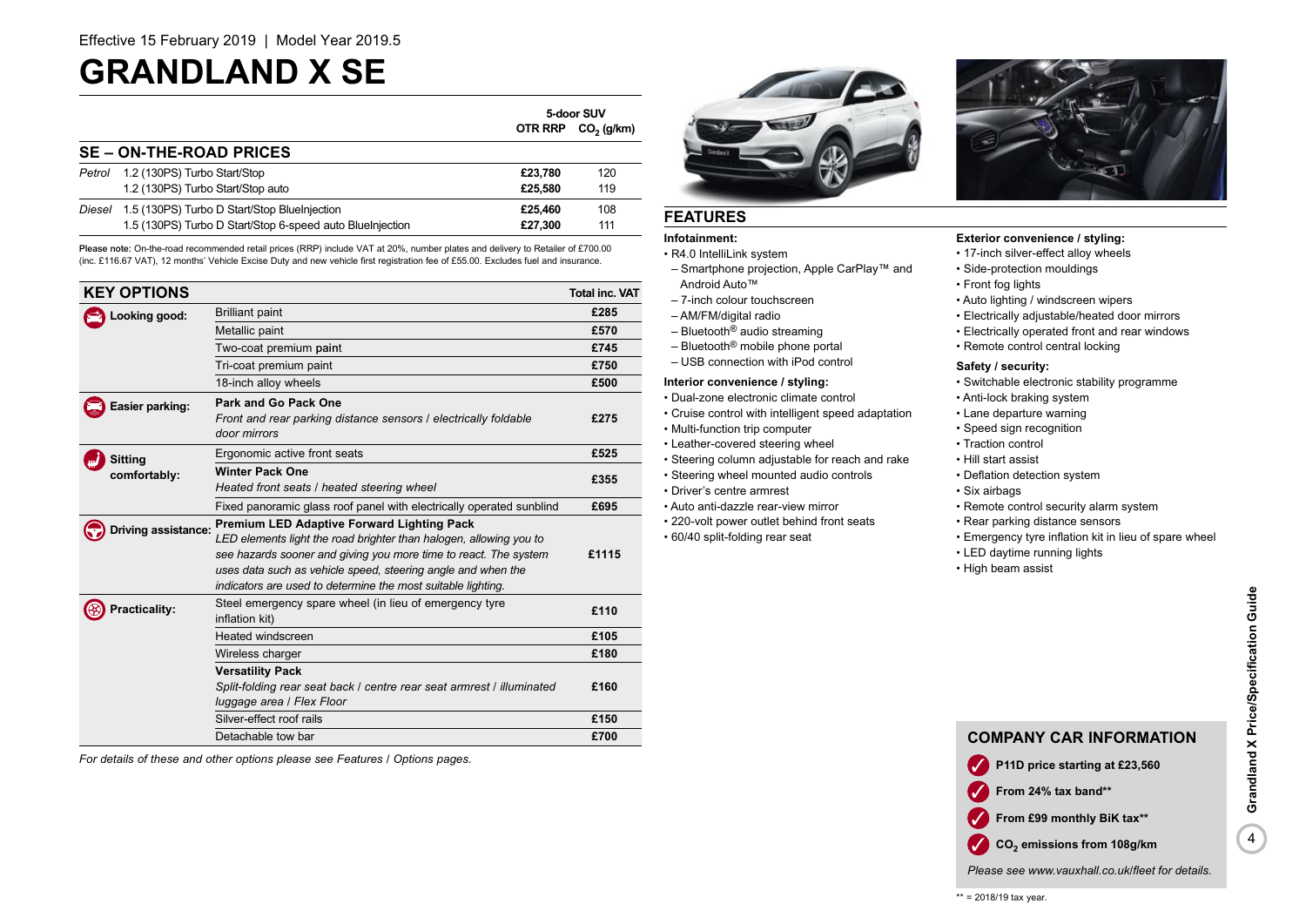Effective 15 February 2019 | Model Year 2019.5

# GRANDLAND X SE

## SE – ON-THE-ROAD PRICES

| | | 5-door SUV OTR RRP | $CO_2$ (g/km) |
|---|---|---|---|
| *Petrol* | 1.2 (130PS) Turbo Start/Stop | £23,780 | 120 |
| | 1.2 (130PS) Turbo Start/Stop auto | £25,580 | 119 |
| *Diesel* | 1.5 (130PS) Turbo D Start/Stop BlueInjection | £25,460 | 108 |
| | 1.5 (130PS) Turbo D Start/Stop 6-speed auto BlueInjection | £27,300 | 111 |

**Please note:** On-the-road recommended retail prices (RRP) include VAT at 20%, number plates and delivery to Retailer of £700.00 (inc. £116.67 VAT), 12 months' Vehicle Excise Duty and new vehicle first registration fee of £55.00. Excludes fuel and insurance.

## KEY OPTIONS

| | | Total inc. VAT |
|---|---|---|
| **Looking good:** | Brilliant paint | £285 |
| | Metallic paint | £570 |
| | Two-coat premium paint | £745 |
| | Tri-coat premium paint | £750 |
| | 18-inch alloy wheels | £500 |
| **Easier parking:** | **Park and Go Pack One** *Front and rear parking distance sensors / electrically foldable door mirrors* | £275 |
| **Sitting comfortably:** | Ergonomic active front seats | £525 |
| | **Winter Pack One** *Heated front seats / heated steering wheel* | £355 |
| | Fixed panoramic glass roof panel with electrically operated sunblind | £695 |
| **Driving assistance:** | **Premium LED Adaptive Forward Lighting Pack** *LED elements light the road brighter than halogen, allowing you to see hazards sooner and giving you more time to react. The system uses data such as vehicle speed, steering angle and when the indicators are used to determine the most suitable lighting.* | £1115 |
| **Practicality:** | Steel emergency spare wheel (in lieu of emergency tyre inflation kit) | £110 |
| | Heated windscreen | £105 |
| | Wireless charger | £180 |
| | **Versatility Pack** *Split-folding rear seat back / centre rear seat armrest / illuminated luggage area / Flex Floor* | £160 |
| | Silver-effect roof rails | £150 |
| | Detachable tow bar | £700 |

*For details of these and other options please see Features / Options pages.*

## FEATURES

**Infotainment:**
- R4.0 IntelliLink system
  - Smartphone projection, Apple CarPlay™ and Android Auto™
  - 7-inch colour touchscreen
  - AM/FM/digital radio
  - Bluetooth® audio streaming
  - Bluetooth® mobile phone portal
  - USB connection with iPod control

**Interior convenience / styling:**
- Dual-zone electronic climate control
- Cruise control with intelligent speed adaptation
- Multi-function trip computer
- Leather-covered steering wheel
- Steering column adjustable for reach and rake
- Steering wheel mounted audio controls
- Driver's centre armrest
- Auto anti-dazzle rear-view mirror
- 220-volt power outlet behind front seats
- 60/40 split-folding rear seat

**Exterior convenience / styling:**
- 17-inch silver-effect alloy wheels
- Side-protection mouldings
- Front fog lights
- Auto lighting / windscreen wipers
- Electrically adjustable/heated door mirrors
- Electrically operated front and rear windows
- Remote control central locking

**Safety / security:**
- Switchable electronic stability programme
- Anti-lock braking system
- Lane departure warning
- Speed sign recognition
- Traction control
- Hill start assist
- Deflation detection system
- Six airbags
- Remote control security alarm system
- Rear parking distance sensors
- Emergency tyre inflation kit in lieu of spare wheel
- LED daytime running lights
- High beam assist

## COMPANY CAR INFORMATION

- **P11D price starting at £23,560**
- **From 24% tax band\*\***
- **From £99 monthly BiK tax\*\***
- **$CO_2$ emissions from 108g/km**

*Please see www.vauxhall.co.uk/fleet for details.*

\*\* = 2018/19 tax year.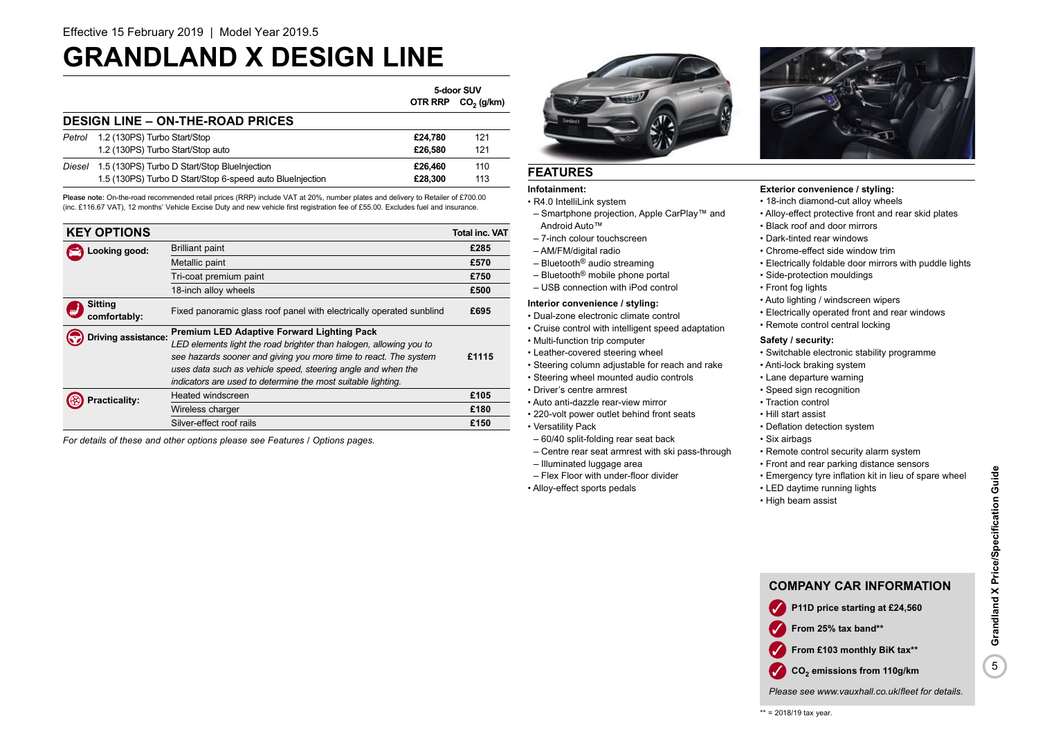Effective 15 February 2019 | Model Year 2019.5

# GRANDLAND X DESIGN LINE

## DESIGN LINE – ON-THE-ROAD PRICES

| | | 5-door SUV OTR RRP | $CO_2$ (g/km) |
|---|---|---|---|
| *Petrol* | 1.2 (130PS) Turbo Start/Stop | £24,780 | 121 |
| | 1.2 (130PS) Turbo Start/Stop auto | £26,580 | 121 |
| *Diesel* | 1.5 (130PS) Turbo D Start/Stop BlueInjection | £26,460 | 110 |
| | 1.5 (130PS) Turbo D Start/Stop 6-speed auto BlueInjection | £28,300 | 113 |

**Please note:** On-the-road recommended retail prices (RRP) include VAT at 20%, number plates and delivery to Retailer of £700.00 (inc. £116.67 VAT), 12 months' Vehicle Excise Duty and new vehicle first registration fee of £55.00. Excludes fuel and insurance.

## KEY OPTIONS

| | | Total inc. VAT |
|---|---|---|
| **Looking good:** | Brilliant paint | £285 |
| | Metallic paint | £570 |
| | Tri-coat premium paint | £750 |
| | 18-inch alloy wheels | £500 |
| **Sitting comfortably:** | Fixed panoramic glass roof panel with electrically operated sunblind | £695 |
| **Driving assistance:** | **Premium LED Adaptive Forward Lighting Pack** *LED elements light the road brighter than halogen, allowing you to see hazards sooner and giving you more time to react. The system uses data such as vehicle speed, steering angle and when the indicators are used to determine the most suitable lighting.* | £1115 |
| **Practicality:** | Heated windscreen | £105 |
| | Wireless charger | £180 |
| | Silver-effect roof rails | £150 |

*For details of these and other options please see Features / Options pages.*

## FEATURES

**Infotainment:**
- R4.0 IntelliLink system
  - Smartphone projection, Apple CarPlay™ and Android Auto™
  - 7-inch colour touchscreen
  - AM/FM/digital radio
  - Bluetooth® audio streaming
  - Bluetooth® mobile phone portal
  - USB connection with iPod control

**Interior convenience / styling:**
- Dual-zone electronic climate control
- Cruise control with intelligent speed adaptation
- Multi-function trip computer
- Leather-covered steering wheel
- Steering column adjustable for reach and rake
- Steering wheel mounted audio controls
- Driver's centre armrest
- Auto anti-dazzle rear-view mirror
- 220-volt power outlet behind front seats
- Versatility Pack
  - 60/40 split-folding rear seat back
  - Centre rear seat armrest with ski pass-through
  - Illuminated luggage area
  - Flex Floor with under-floor divider
- Alloy-effect sports pedals

**Exterior convenience / styling:**
- 18-inch diamond-cut alloy wheels
- Alloy-effect protective front and rear skid plates
- Black roof and door mirrors
- Dark-tinted rear windows
- Chrome-effect side window trim
- Electrically foldable door mirrors with puddle lights
- Side-protection mouldings
- Front fog lights
- Auto lighting / windscreen wipers
- Electrically operated front and rear windows
- Remote control central locking

**Safety / security:**
- Switchable electronic stability programme
- Anti-lock braking system
- Lane departure warning
- Speed sign recognition
- Traction control
- Hill start assist
- Deflation detection system
- Six airbags
- Remote control security alarm system
- Front and rear parking distance sensors
- Emergency tyre inflation kit in lieu of spare wheel
- LED daytime running lights
- High beam assist

## COMPANY CAR INFORMATION

- **P11D price starting at £24,560**
- **From 25% tax band****
- **From £103 monthly BiK tax****
- **$CO_2$ emissions from 110g/km**

*Please see www.vauxhall.co.uk/fleet for details.*

** = 2018/19 tax year.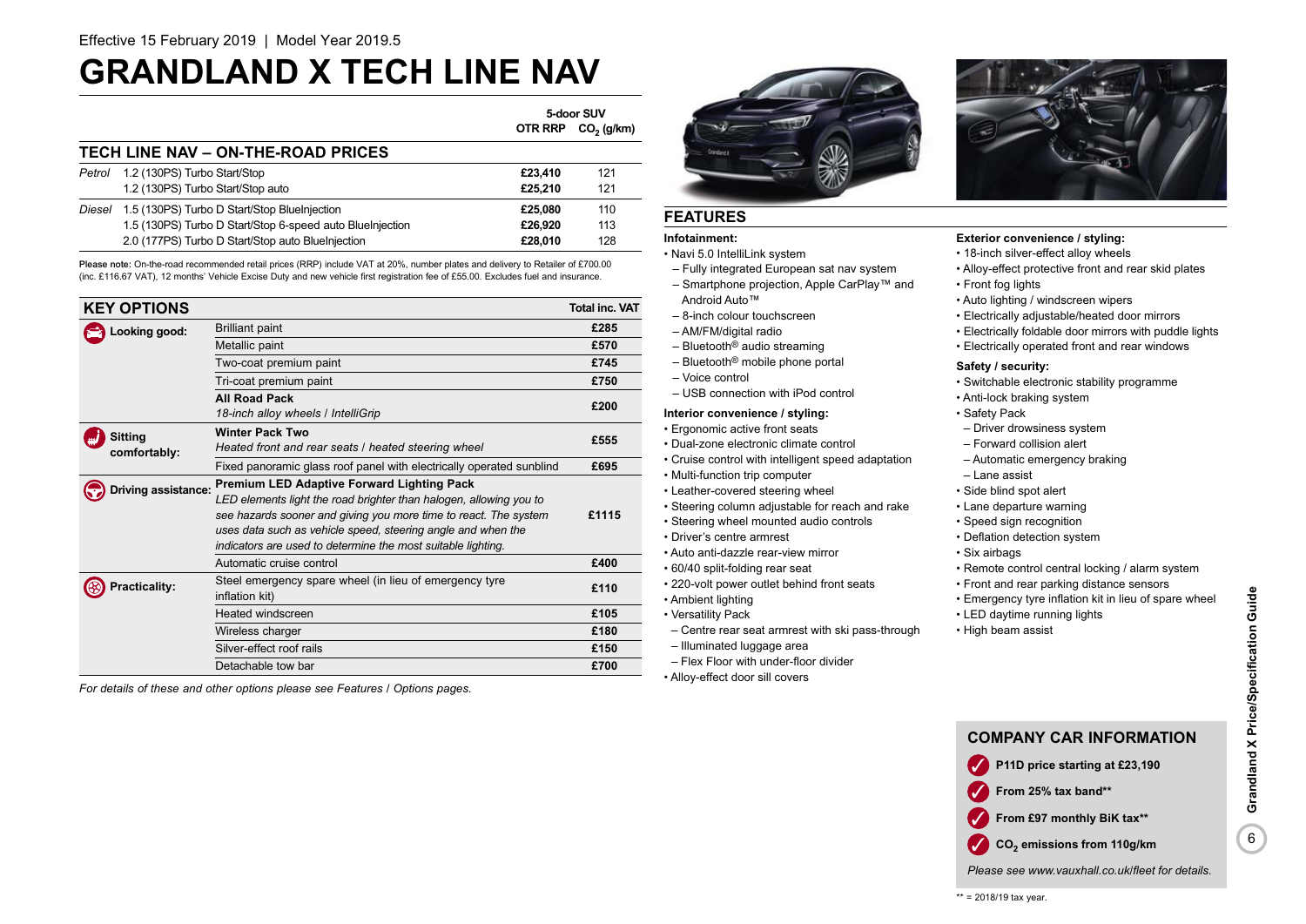Effective 15 February 2019 | Model Year 2019.5

# GRANDLAND X TECH LINE NAV

## TECH LINE NAV – ON-THE-ROAD PRICES

| | | 5-door SUV OTR RRP | $CO_2$ (g/km) |
|---|---|---|---|
| *Petrol* | 1.2 (130PS) Turbo Start/Stop | **£23,410** | 121 |
| | 1.2 (130PS) Turbo Start/Stop auto | **£25,210** | 121 |
| *Diesel* | 1.5 (130PS) Turbo D Start/Stop BlueInjection | **£25,080** | 110 |
| | 1.5 (130PS) Turbo D Start/Stop 6-speed auto BlueInjection | **£26,920** | 113 |
| | 2.0 (177PS) Turbo D Start/Stop auto BlueInjection | **£28,010** | 128 |

**Please note:** On-the-road recommended retail prices (RRP) include VAT at 20%, number plates and delivery to Retailer of £700.00 (inc. £116.67 VAT), 12 months' Vehicle Excise Duty and new vehicle first registration fee of £55.00. Excludes fuel and insurance.

## KEY OPTIONS

| | | Total inc. VAT |
|---|---|---|
| **Looking good:** | Brilliant paint | **£285** |
| | Metallic paint | **£570** |
| | Two-coat premium paint | **£745** |
| | Tri-coat premium paint | **£750** |
| | **All Road Pack** *18-inch alloy wheels / IntelliGrip* | **£200** |
| **Sitting comfortably:** | **Winter Pack Two** *Heated front and rear seats / heated steering wheel* | **£555** |
| | Fixed panoramic glass roof panel with electrically operated sunblind | **£695** |
| **Driving assistance:** | **Premium LED Adaptive Forward Lighting Pack** *LED elements light the road brighter than halogen, allowing you to see hazards sooner and giving you more time to react. The system uses data such as vehicle speed, steering angle and when the indicators are used to determine the most suitable lighting.* | **£1115** |
| | Automatic cruise control | **£400** |
| **Practicality:** | Steel emergency spare wheel (in lieu of emergency tyre inflation kit) | **£110** |
| | Heated windscreen | **£105** |
| | Wireless charger | **£180** |
| | Silver-effect roof rails | **£150** |
| | Detachable tow bar | **£700** |

*For details of these and other options please see Features / Options pages.*

## FEATURES

**Infotainment:**
- Navi 5.0 IntelliLink system
  - Fully integrated European sat nav system
  - Smartphone projection, Apple CarPlay™ and Android Auto™
  - 8-inch colour touchscreen
  - AM/FM/digital radio
  - Bluetooth® audio streaming
  - Bluetooth® mobile phone portal
  - Voice control
  - USB connection with iPod control

**Interior convenience / styling:**
- Ergonomic active front seats
- Dual-zone electronic climate control
- Cruise control with intelligent speed adaptation
- Multi-function trip computer
- Leather-covered steering wheel
- Steering column adjustable for reach and rake
- Steering wheel mounted audio controls
- Driver's centre armrest
- Auto anti-dazzle rear-view mirror
- 60/40 split-folding rear seat
- 220-volt power outlet behind front seats
- Ambient lighting
- Versatility Pack
  - Centre rear seat armrest with ski pass-through
  - Illuminated luggage area
  - Flex Floor with under-floor divider
- Alloy-effect door sill covers

**Exterior convenience / styling:**
- 18-inch silver-effect alloy wheels
- Alloy-effect protective front and rear skid plates
- Front fog lights
- Auto lighting / windscreen wipers
- Electrically adjustable/heated door mirrors
- Electrically foldable door mirrors with puddle lights
- Electrically operated front and rear windows

**Safety / security:**
- Switchable electronic stability programme
- Anti-lock braking system
- Safety Pack
  - Driver drowsiness system
  - Forward collision alert
  - Automatic emergency braking
  - Lane assist
- Side blind spot alert
- Lane departure warning
- Speed sign recognition
- Deflation detection system
- Six airbags
- Remote control central locking / alarm system
- Front and rear parking distance sensors
- Emergency tyre inflation kit in lieu of spare wheel
- LED daytime running lights
- High beam assist

## COMPANY CAR INFORMATION

- **P11D price starting at £23,190**
- **From 25% tax band****
- **From £97 monthly BiK tax****
- **$CO_2$ emissions from 110g/km**

*Please see www.vauxhall.co.uk/fleet for details.*

** = 2018/19 tax year.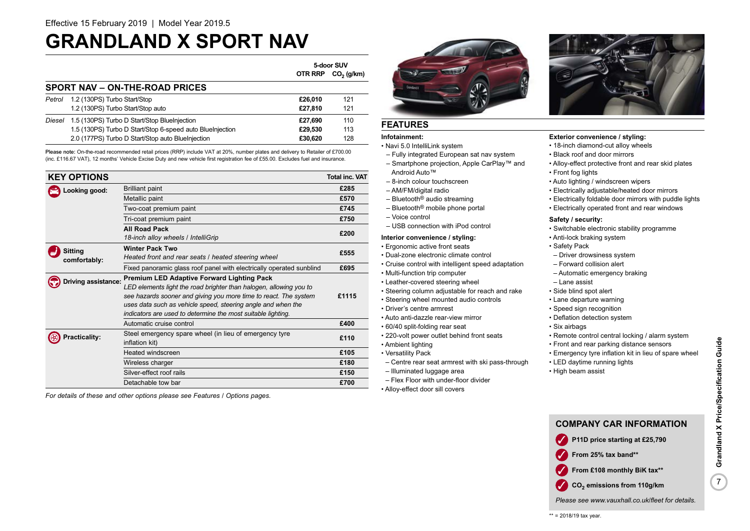Effective 15 February 2019 | Model Year 2019.5

# GRANDLAND X SPORT NAV

## SPORT NAV – ON-THE-ROAD PRICES

| | | 5-door SUV OTR RRP | $CO_2$ (g/km) |
|---|---|---|---|
| *Petrol* | 1.2 (130PS) Turbo Start/Stop | £26,010 | 121 |
| | 1.2 (130PS) Turbo Start/Stop auto | £27,810 | 121 |
| *Diesel* | 1.5 (130PS) Turbo D Start/Stop BlueInjection | £27,690 | 110 |
| | 1.5 (130PS) Turbo D Start/Stop 6-speed auto BlueInjection | £29,530 | 113 |
| | 2.0 (177PS) Turbo D Start/Stop auto BlueInjection | £30,620 | 128 |

**Please note:** On-the-road recommended retail prices (RRP) include VAT at 20%, number plates and delivery to Retailer of £700.00 (inc. £116.67 VAT), 12 months' Vehicle Excise Duty and new vehicle first registration fee of £55.00. Excludes fuel and insurance.

## KEY OPTIONS

| | | Total inc. VAT |
|---|---|---|
| **Looking good:** | Brilliant paint | £285 |
| | Metallic paint | £570 |
| | Two-coat premium paint | £745 |
| | Tri-coat premium paint | £750 |
| | **All Road Pack** *18-inch alloy wheels / IntelliGrip* | £200 |
| **Sitting comfortably:** | **Winter Pack Two** *Heated front and rear seats / heated steering wheel* | £555 |
| | Fixed panoramic glass roof panel with electrically operated sunblind | £695 |
| **Driving assistance:** | **Premium LED Adaptive Forward Lighting Pack** *LED elements light the road brighter than halogen, allowing you to see hazards sooner and giving you more time to react. The system uses data such as vehicle speed, steering angle and when the indicators are used to determine the most suitable lighting.* | £1115 |
| | Automatic cruise control | £400 |
| **Practicality:** | Steel emergency spare wheel (in lieu of emergency tyre inflation kit) | £110 |
| | Heated windscreen | £105 |
| | Wireless charger | £180 |
| | Silver-effect roof rails | £150 |
| | Detachable tow bar | £700 |

*For details of these and other options please see Features / Options pages.*

## FEATURES

**Infotainment:**
- Navi 5.0 IntelliLink system
  - Fully integrated European sat nav system
  - Smartphone projection, Apple CarPlay™ and Android Auto™
  - 8-inch colour touchscreen
  - AM/FM/digital radio
  - Bluetooth® audio streaming
  - Bluetooth® mobile phone portal
  - Voice control
  - USB connection with iPod control

**Interior convenience / styling:**
- Ergonomic active front seats
- Dual-zone electronic climate control
- Cruise control with intelligent speed adaptation
- Multi-function trip computer
- Leather-covered steering wheel
- Steering column adjustable for reach and rake
- Steering wheel mounted audio controls
- Driver's centre armrest
- Auto anti-dazzle rear-view mirror
- 60/40 split-folding rear seat
- 220-volt power outlet behind front seats
- Ambient lighting
- Versatility Pack
  - Centre rear seat armrest with ski pass-through
  - Illuminated luggage area
  - Flex Floor with under-floor divider
- Alloy-effect door sill covers

**Exterior convenience / styling:**
- 18-inch diamond-cut alloy wheels
- Black roof and door mirrors
- Alloy-effect protective front and rear skid plates
- Front fog lights
- Auto lighting / windscreen wipers
- Electrically adjustable/heated door mirrors
- Electrically foldable door mirrors with puddle lights
- Electrically operated front and rear windows

**Safety / security:**
- Switchable electronic stability programme
- Anti-lock braking system
- Safety Pack
  - Driver drowsiness system
  - Forward collision alert
  - Automatic emergency braking
  - Lane assist
- Side blind spot alert
- Lane departure warning
- Speed sign recognition
- Deflation detection system
- Six airbags
- Remote control central locking / alarm system
- Front and rear parking distance sensors
- Emergency tyre inflation kit in lieu of spare wheel
- LED daytime running lights
- High beam assist

## COMPANY CAR INFORMATION

- **P11D price starting at £25,790**
- **From 25% tax band\*\***
- **From £108 monthly BiK tax\*\***
- **$CO_2$ emissions from 110g/km**

*Please see www.vauxhall.co.uk/fleet for details.*

** = 2018/19 tax year.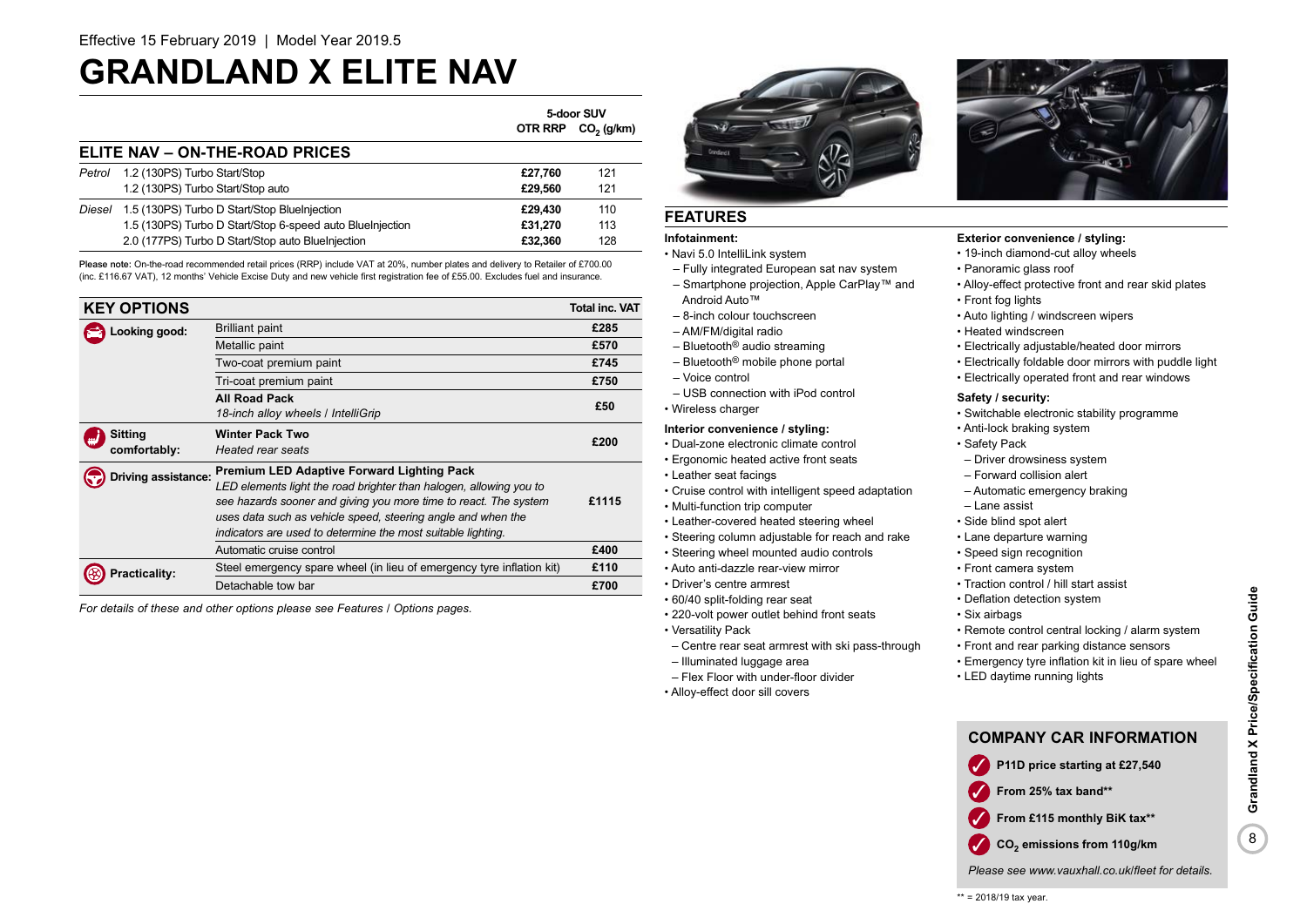Effective 15 February 2019 | Model Year 2019.5

# GRANDLAND X ELITE NAV

## ELITE NAV – ON-THE-ROAD PRICES

| | | 5-door SUV OTR RRP | $CO_2$ (g/km) |
|---|---|---|---|
| *Petrol* | 1.2 (130PS) Turbo Start/Stop | **£27,760** | 121 |
| | 1.2 (130PS) Turbo Start/Stop auto | **£29,560** | 121 |
| *Diesel* | 1.5 (130PS) Turbo D Start/Stop BlueInjection | **£29,430** | 110 |
| | 1.5 (130PS) Turbo D Start/Stop 6-speed auto BlueInjection | **£31,270** | 113 |
| | 2.0 (177PS) Turbo D Start/Stop auto BlueInjection | **£32,360** | 128 |

**Please note:** On-the-road recommended retail prices (RRP) include VAT at 20%, number plates and delivery to Retailer of £700.00 (inc. £116.67 VAT), 12 months' Vehicle Excise Duty and new vehicle first registration fee of £55.00. Excludes fuel and insurance.

## KEY OPTIONS

| | | Total inc. VAT |
|---|---|---|
| **Looking good:** | Brilliant paint | **£285** |
| | Metallic paint | **£570** |
| | Two-coat premium paint | **£745** |
| | Tri-coat premium paint | **£750** |
| | **All Road Pack** *18-inch alloy wheels / IntelliGrip* | **£50** |
| **Sitting comfortably:** | **Winter Pack Two** *Heated rear seats* | **£200** |
| **Driving assistance:** | **Premium LED Adaptive Forward Lighting Pack** *LED elements light the road brighter than halogen, allowing you to see hazards sooner and giving you more time to react. The system uses data such as vehicle speed, steering angle and when the indicators are used to determine the most suitable lighting.* | **£1115** |
| | Automatic cruise control | **£400** |
| **Practicality:** | Steel emergency spare wheel (in lieu of emergency tyre inflation kit) | **£110** |
| | Detachable tow bar | **£700** |

*For details of these and other options please see Features / Options pages.*

## FEATURES

**Infotainment:**
- Navi 5.0 IntelliLink system
  - Fully integrated European sat nav system
  - Smartphone projection, Apple CarPlay™ and Android Auto™
  - 8-inch colour touchscreen
  - AM/FM/digital radio
  - Bluetooth® audio streaming
  - Bluetooth® mobile phone portal
  - Voice control
  - USB connection with iPod control
- Wireless charger

**Interior convenience / styling:**
- Dual-zone electronic climate control
- Ergonomic heated active front seats
- Leather seat facings
- Cruise control with intelligent speed adaptation
- Multi-function trip computer
- Leather-covered heated steering wheel
- Steering column adjustable for reach and rake
- Steering wheel mounted audio controls
- Auto anti-dazzle rear-view mirror
- Driver's centre armrest
- 60/40 split-folding rear seat
- 220-volt power outlet behind front seats
- Versatility Pack
  - Centre rear seat armrest with ski pass-through
  - Illuminated luggage area
  - Flex Floor with under-floor divider
- Alloy-effect door sill covers

**Exterior convenience / styling:**
- 19-inch diamond-cut alloy wheels
- Panoramic glass roof
- Alloy-effect protective front and rear skid plates
- Front fog lights
- Auto lighting / windscreen wipers
- Heated windscreen
- Electrically adjustable/heated door mirrors
- Electrically foldable door mirrors with puddle light
- Electrically operated front and rear windows

**Safety / security:**
- Switchable electronic stability programme
- Anti-lock braking system
- Safety Pack
  - Driver drowsiness system
  - Forward collision alert
  - Automatic emergency braking
  - Lane assist
- Side blind spot alert
- Lane departure warning
- Speed sign recognition
- Front camera system
- Traction control / hill start assist
- Deflation detection system
- Six airbags
- Remote control central locking / alarm system
- Front and rear parking distance sensors
- Emergency tyre inflation kit in lieu of spare wheel
- LED daytime running lights

## COMPANY CAR INFORMATION

- **P11D price starting at £27,540**
- **From 25% tax band\*\***
- **From £115 monthly BiK tax\*\***
- **$CO_2$ emissions from 110g/km**

*Please see www.vauxhall.co.uk/fleet for details.*

\*\* = 2018/19 tax year.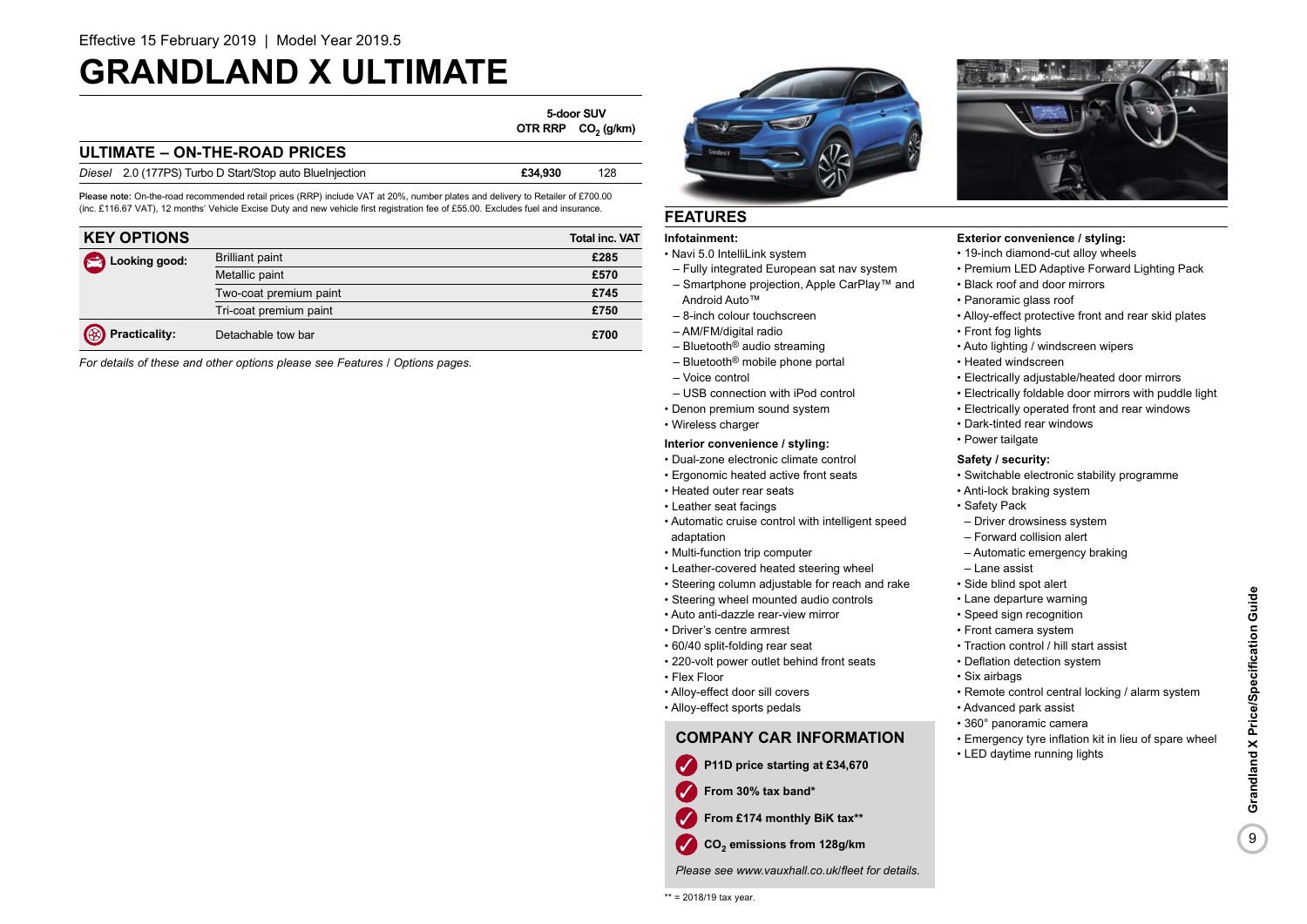Effective 15 February 2019 | Model Year 2019.5

# GRANDLAND X ULTIMATE

## ULTIMATE – ON-THE-ROAD PRICES

| | 5-door SUV OTR RRP | $CO_2$ (g/km) |
|---|---|---|
| *Diesel* 2.0 (177PS) Turbo D Start/Stop auto BlueInjection | £34,930 | 128 |

**Please note:** On-the-road recommended retail prices (RRP) include VAT at 20%, number plates and delivery to Retailer of £700.00 (inc. £116.67 VAT), 12 months' Vehicle Excise Duty and new vehicle first registration fee of £55.00. Excludes fuel and insurance.

## KEY OPTIONS

| | | Total inc. VAT |
|---|---|---|
| **Looking good:** | Brilliant paint | £285 |
| | Metallic paint | £570 |
| | Two-coat premium paint | £745 |
| | Tri-coat premium paint | £750 |
| **Practicality:** | Detachable tow bar | £700 |

*For details of these and other options please see Features / Options pages.*

## FEATURES

**Infotainment:**
- Navi 5.0 IntelliLink system
  - Fully integrated European sat nav system
  - Smartphone projection, Apple CarPlay™ and Android Auto™
  - 8-inch colour touchscreen
  - AM/FM/digital radio
  - Bluetooth® audio streaming
  - Bluetooth® mobile phone portal
  - Voice control
  - USB connection with iPod control
- Denon premium sound system
- Wireless charger

**Interior convenience / styling:**
- Dual-zone electronic climate control
- Ergonomic heated active front seats
- Heated outer rear seats
- Leather seat facings
- Automatic cruise control with intelligent speed adaptation
- Multi-function trip computer
- Leather-covered heated steering wheel
- Steering column adjustable for reach and rake
- Steering wheel mounted audio controls
- Auto anti-dazzle rear-view mirror
- Driver's centre armrest
- 60/40 split-folding rear seat
- 220-volt power outlet behind front seats
- Flex Floor
- Alloy-effect door sill covers
- Alloy-effect sports pedals

**Exterior convenience / styling:**
- 19-inch diamond-cut alloy wheels
- Premium LED Adaptive Forward Lighting Pack
- Black roof and door mirrors
- Panoramic glass roof
- Alloy-effect protective front and rear skid plates
- Front fog lights
- Auto lighting / windscreen wipers
- Heated windscreen
- Electrically adjustable/heated door mirrors
- Electrically foldable door mirrors with puddle light
- Electrically operated front and rear windows
- Dark-tinted rear windows
- Power tailgate

**Safety / security:**
- Switchable electronic stability programme
- Anti-lock braking system
- Safety Pack
  - Driver drowsiness system
  - Forward collision alert
  - Automatic emergency braking
  - Lane assist
- Side blind spot alert
- Lane departure warning
- Speed sign recognition
- Front camera system
- Traction control / hill start assist
- Deflation detection system
- Six airbags
- Remote control central locking / alarm system
- Advanced park assist
- 360° panoramic camera
- Emergency tyre inflation kit in lieu of spare wheel
- LED daytime running lights

## COMPANY CAR INFORMATION

- **P11D price starting at £34,670**
- **From 30% tax band***
- **From £174 monthly BiK tax****
- **$CO_2$ emissions from 128g/km**

*Please see www.vauxhall.co.uk/fleet for details.*

** = 2018/19 tax year.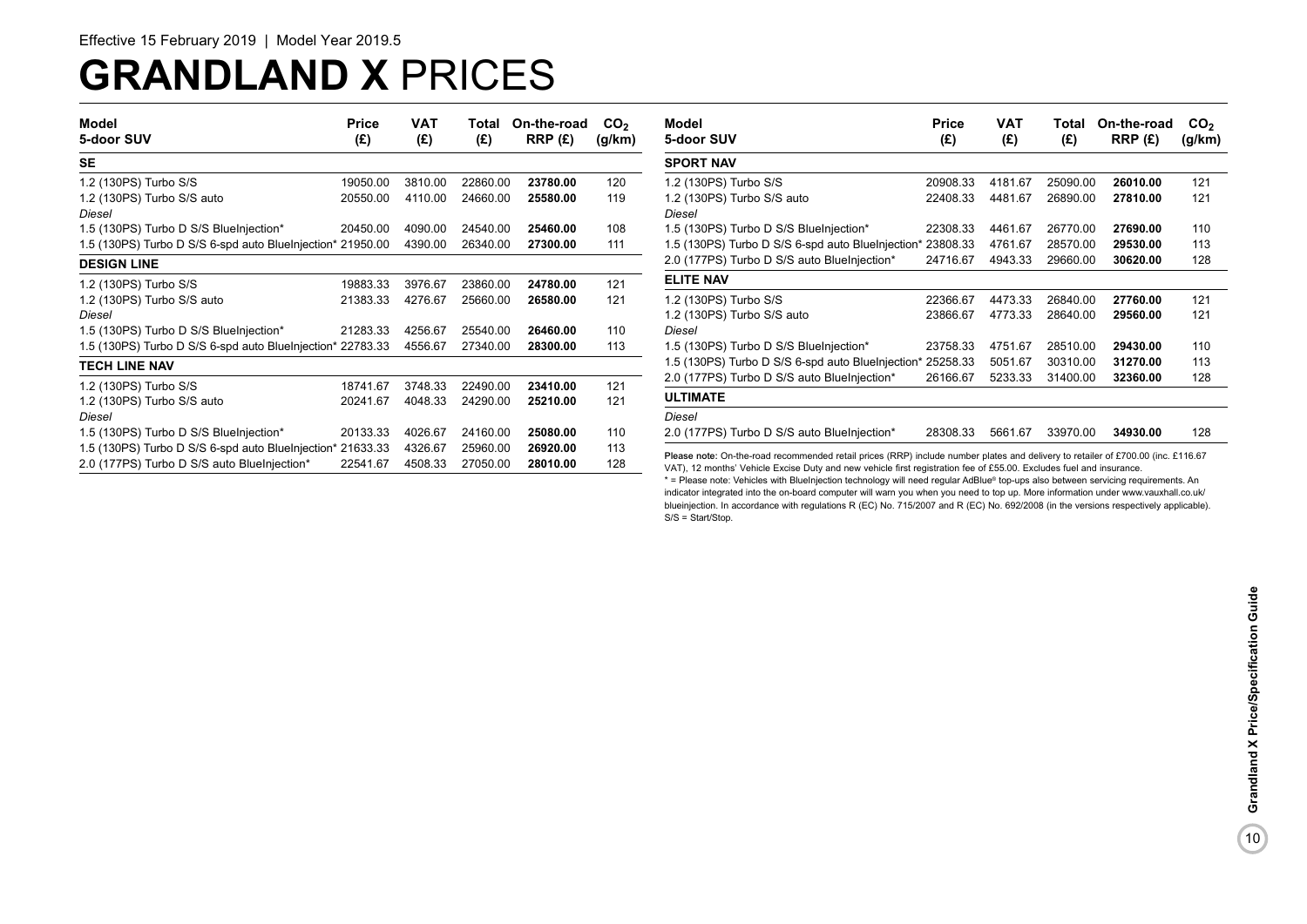Effective 15 February 2019 | Model Year 2019.5

# GRANDLAND X PRICES

| Model 5-door SUV | Price (£) | VAT (£) | Total (£) | On-the-road RRP (£) | $CO_2$ (g/km) |
|---|---|---|---|---|---|
| **SE** | | | | | |
| 1.2 (130PS) Turbo S/S | 19050.00 | 3810.00 | 22860.00 | **23780.00** | 120 |
| 1.2 (130PS) Turbo S/S auto | 20550.00 | 4110.00 | 24660.00 | **25580.00** | 119 |
| *Diesel* | | | | | |
| 1.5 (130PS) Turbo D S/S BlueInjection* | 20450.00 | 4090.00 | 24540.00 | **25460.00** | 108 |
| 1.5 (130PS) Turbo D S/S 6-spd auto BlueInjection* | 21950.00 | 4390.00 | 26340.00 | **27300.00** | 111 |
| **DESIGN LINE** | | | | | |
| 1.2 (130PS) Turbo S/S | 19883.33 | 3976.67 | 23860.00 | **24780.00** | 121 |
| 1.2 (130PS) Turbo S/S auto | 21383.33 | 4276.67 | 25660.00 | **26580.00** | 121 |
| *Diesel* | | | | | |
| 1.5 (130PS) Turbo D S/S BlueInjection* | 21283.33 | 4256.67 | 25540.00 | **26460.00** | 110 |
| 1.5 (130PS) Turbo D S/S 6-spd auto BlueInjection* | 22783.33 | 4556.67 | 27340.00 | **28300.00** | 113 |
| **TECH LINE NAV** | | | | | |
| 1.2 (130PS) Turbo S/S | 18741.67 | 3748.33 | 22490.00 | **23410.00** | 121 |
| 1.2 (130PS) Turbo S/S auto | 20241.67 | 4048.33 | 24290.00 | **25210.00** | 121 |
| *Diesel* | | | | | |
| 1.5 (130PS) Turbo D S/S BlueInjection* | 20133.33 | 4026.67 | 24160.00 | **25080.00** | 110 |
| 1.5 (130PS) Turbo D S/S 6-spd auto BlueInjection* | 21633.33 | 4326.67 | 25960.00 | **26920.00** | 113 |
| 2.0 (177PS) Turbo D S/S auto BlueInjection* | 22541.67 | 4508.33 | 27050.00 | **28010.00** | 128 |
| **SPORT NAV** | | | | | |
| 1.2 (130PS) Turbo S/S | 20908.33 | 4181.67 | 25090.00 | **26010.00** | 121 |
| 1.2 (130PS) Turbo S/S auto | 22408.33 | 4481.67 | 26890.00 | **27810.00** | 121 |
| *Diesel* | | | | | |
| 1.5 (130PS) Turbo D S/S BlueInjection* | 22308.33 | 4461.67 | 26770.00 | **27690.00** | 110 |
| 1.5 (130PS) Turbo D S/S 6-spd auto BlueInjection* | 23808.33 | 4761.67 | 28570.00 | **29530.00** | 113 |
| 2.0 (177PS) Turbo D S/S auto BlueInjection* | 24716.67 | 4943.33 | 29660.00 | **30620.00** | 128 |
| **ELITE NAV** | | | | | |
| 1.2 (130PS) Turbo S/S | 22366.67 | 4473.33 | 26840.00 | **27760.00** | 121 |
| 1.2 (130PS) Turbo S/S auto | 23866.67 | 4773.33 | 28640.00 | **29560.00** | 121 |
| *Diesel* | | | | | |
| 1.5 (130PS) Turbo D S/S BlueInjection* | 23758.33 | 4751.67 | 28510.00 | **29430.00** | 110 |
| 1.5 (130PS) Turbo D S/S 6-spd auto BlueInjection* | 25258.33 | 5051.67 | 30310.00 | **31270.00** | 113 |
| 2.0 (177PS) Turbo D S/S auto BlueInjection* | 26166.67 | 5233.33 | 31400.00 | **32360.00** | 128 |
| **ULTIMATE** | | | | | |
| *Diesel* | | | | | |
| 2.0 (177PS) Turbo D S/S auto BlueInjection* | 28308.33 | 5661.67 | 33970.00 | **34930.00** | 128 |

**Please note:** On-the-road recommended retail prices (RRP) include number plates and delivery to retailer of £700.00 (inc. £116.67 VAT), 12 months' Vehicle Excise Duty and new vehicle first registration fee of £55.00. Excludes fuel and insurance.

* = Please note: Vehicles with BlueInjection technology will need regular AdBlue® top-ups also between servicing requirements. An indicator integrated into the on-board computer will warn you when you need to top up. More information under www.vauxhall.co.uk/blueinjection. In accordance with regulations R (EC) No. 715/2007 and R (EC) No. 692/2008 (in the versions respectively applicable).
S/S = Start/Stop.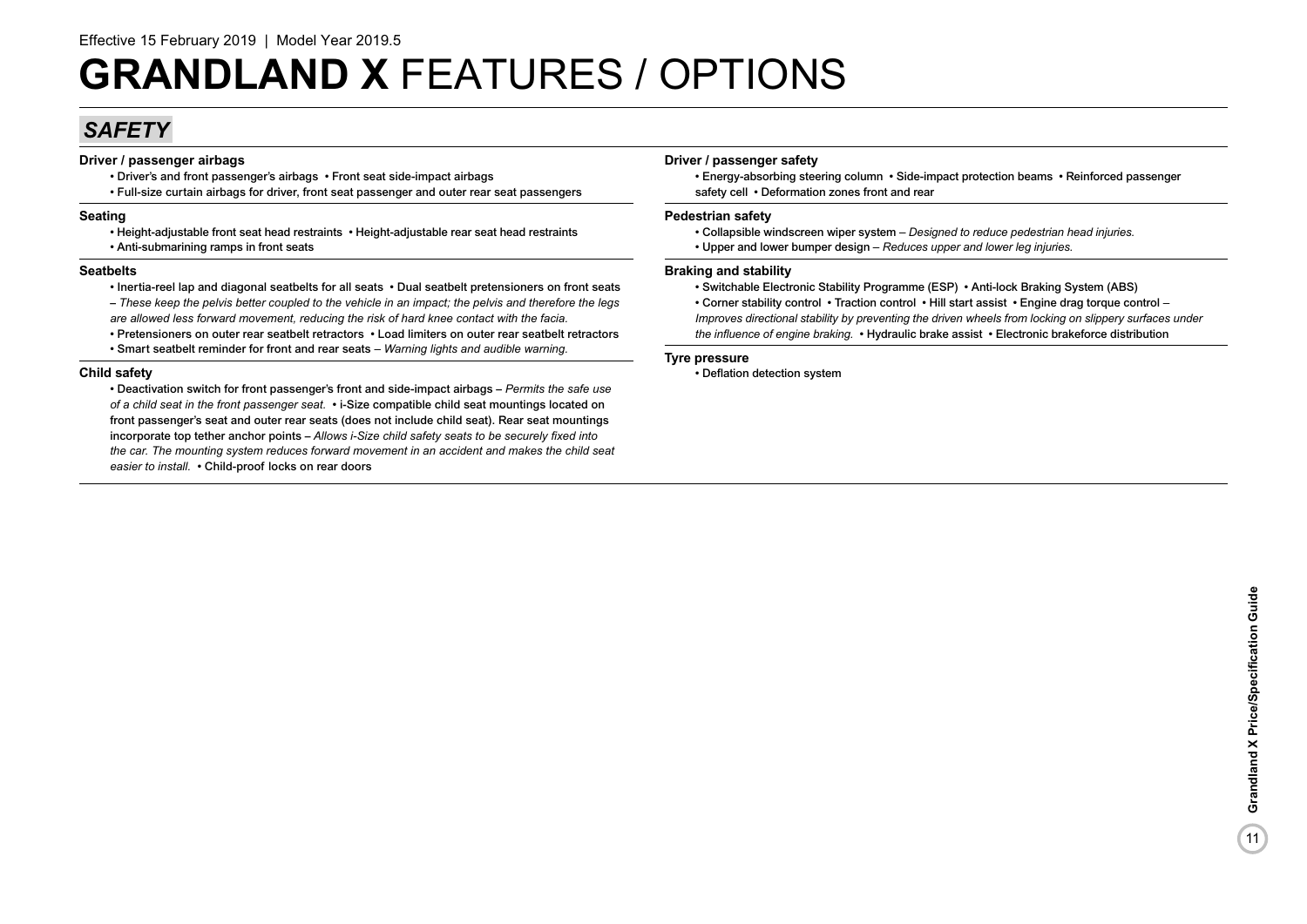Effective 15 February 2019 | Model Year 2019.5

# **GRANDLAND X** FEATURES / OPTIONS

## *SAFETY*

### Driver / passenger airbags

• Driver's and front passenger's airbags • Front seat side-impact airbags
• Full-size curtain airbags for driver, front seat passenger and outer rear seat passengers

### Seating

• Height-adjustable front seat head restraints • Height-adjustable rear seat head restraints
• Anti-submarining ramps in front seats

### Seatbelts

• Inertia-reel lap and diagonal seatbelts for all seats • Dual seatbelt pretensioners on front seats – *These keep the pelvis better coupled to the vehicle in an impact; the pelvis and therefore the legs are allowed less forward movement, reducing the risk of hard knee contact with the facia.*
• Pretensioners on outer rear seatbelt retractors • Load limiters on outer rear seatbelt retractors
• Smart seatbelt reminder for front and rear seats – *Warning lights and audible warning.*

### Child safety

• Deactivation switch for front passenger's front and side-impact airbags – *Permits the safe use of a child seat in the front passenger seat.* • i-Size compatible child seat mountings located on front passenger's seat and outer rear seats (does not include child seat). Rear seat mountings incorporate top tether anchor points – *Allows i-Size child safety seats to be securely fixed into the car. The mounting system reduces forward movement in an accident and makes the child seat easier to install.* • Child-proof locks on rear doors

### Driver / passenger safety

• Energy-absorbing steering column • Side-impact protection beams • Reinforced passenger safety cell • Deformation zones front and rear

### Pedestrian safety

• Collapsible windscreen wiper system – *Designed to reduce pedestrian head injuries.*
• Upper and lower bumper design – *Reduces upper and lower leg injuries.*

### Braking and stability

• Switchable Electronic Stability Programme (ESP) • Anti-lock Braking System (ABS)
• Corner stability control • Traction control • Hill start assist • Engine drag torque control – *Improves directional stability by preventing the driven wheels from locking on slippery surfaces under the influence of engine braking.* • Hydraulic brake assist • Electronic brakeforce distribution

### Tyre pressure

• Deflation detection system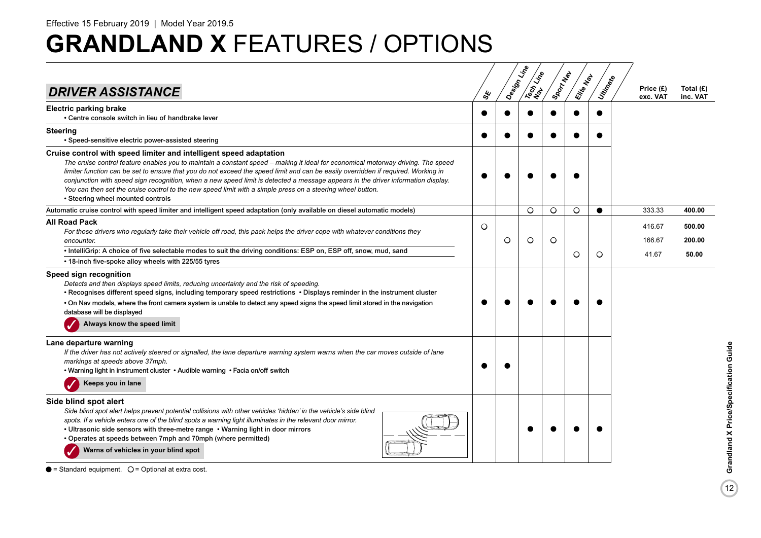Effective 15 February 2019 | Model Year 2019.5

# GRANDLAND X FEATURES / OPTIONS

## DRIVER ASSISTANCE

| Feature | SE | Design Line | Tech Line Nav | Sport Nav | Elite Nav | Ultimate | Price (£) exc. VAT | Total (£) inc. VAT |
|---|---|---|---|---|---|---|---|---|
| **Electric parking brake**<br>• Centre console switch in lieu of handbrake lever | ● | ● | ● | ● | ● | ● | | |
| **Steering**<br>• Speed-sensitive electric power-assisted steering | ● | ● | ● | ● | ● | ● | | |
| **Cruise control with speed limiter and intelligent speed adaptation**<br>*The cruise control feature enables you to maintain a constant speed – making it ideal for economical motorway driving. The speed limiter function can be set to ensure that you do not exceed the speed limit and can be easily overridden if required. Working in conjunction with speed sign recognition, when a new speed limit is detected a message appears in the driver information display. You can then set the cruise control to the new speed limit with a simple press on a steering wheel button.*<br>• Steering wheel mounted controls | ● | ● | ● | ● | ● | | | |
| Automatic cruise control with speed limiter and intelligent speed adaptation (only available on diesel automatic models) | | | ○ | ○ | ○ | ● | 333.33 | **400.00** |
| **All Road Pack**<br>*For those drivers who regularly take their vehicle off road, this pack helps the driver cope with whatever conditions they encounter.* | ○ | | | | | | 416.67 | **500.00** |
| | | ○ | ○ | ○ | | | 166.67 | **200.00** |
| • IntelliGrip: A choice of five selectable modes to suit the driving conditions: ESP on, ESP off, snow, mud, sand<br>• 18-inch five-spoke alloy wheels with 225/55 tyres | | | | | ○ | ○ | 41.67 | **50.00** |
| **Speed sign recognition**<br>*Detects and then displays speed limits, reducing uncertainty and the risk of speeding.*<br>• Recognises different speed signs, including temporary speed restrictions • Displays reminder in the instrument cluster<br>• On Nav models, where the front camera system is unable to detect any speed signs the speed limit stored in the navigation database will be displayed<br>✓ **Always know the speed limit** | ● | ● | ● | ● | ● | ● | | |
| **Lane departure warning**<br>*If the driver has not actively steered or signalled, the lane departure warning system warns when the car moves outside of lane markings at speeds above 37mph.*<br>• Warning light in instrument cluster • Audible warning • Facia on/off switch<br>✓ **Keeps you in lane** | ● | ● | | | | | | |
| **Side blind spot alert**<br>*Side blind spot alert helps prevent potential collisions with other vehicles 'hidden' in the vehicle's side blind spots. If a vehicle enters one of the blind spots a warning light illuminates in the relevant door mirror.*<br>• Ultrasonic side sensors with three-metre range • Warning light in door mirrors<br>• Operates at speeds between 7mph and 70mph (where permitted)<br>✓ **Warns of vehicles in your blind spot** | | | ● | ● | ● | ● | | |

● = Standard equipment. ○ = Optional at extra cost.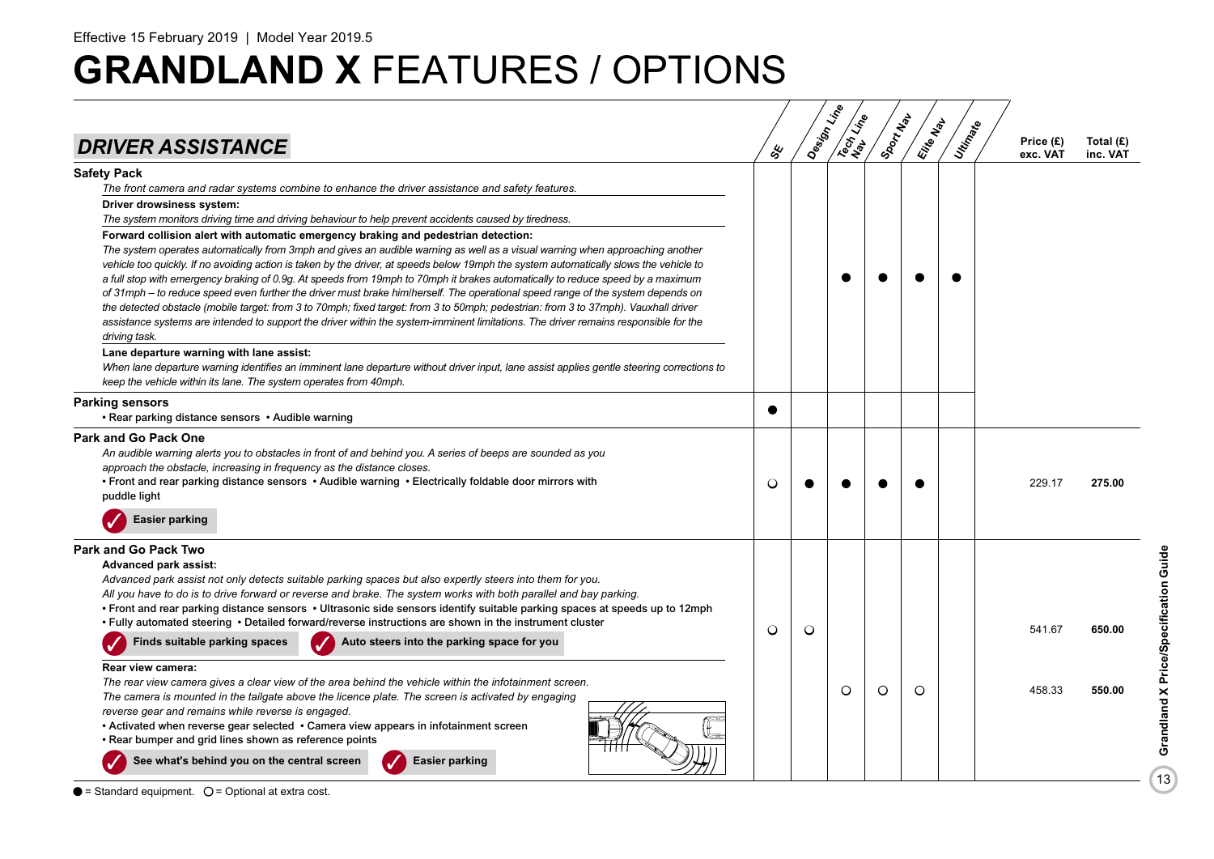Effective 15 February 2019 | Model Year 2019.5

# GRANDLAND X FEATURES / OPTIONS

## DRIVER ASSISTANCE

| | SE | Design Line | Tech Line Nav | Sport Nav | Elite Nav | Ultimate | Price (£) exc. VAT | Total (£) inc. VAT |
|---|---|---|---|---|---|---|---|---|
| **Safety Pack**<br>*The front camera and radar systems combine to enhance the driver assistance and safety features.*<br>**Driver drowsiness system:**<br>*The system monitors driving time and driving behaviour to help prevent accidents caused by tiredness.*<br>**Forward collision alert with automatic emergency braking and pedestrian detection:**<br>*The system operates automatically from 3mph and gives an audible warning as well as a visual warning when approaching another vehicle too quickly. If no avoiding action is taken by the driver, at speeds below 19mph the system automatically slows the vehicle to a full stop with emergency braking of 0.9g. At speeds from 19mph to 70mph it brakes automatically to reduce speed by a maximum of 31mph – to reduce speed even further the driver must brake him/herself. The operational speed range of the system depends on the detected obstacle (mobile target: from 3 to 70mph; fixed target: from 3 to 50mph; pedestrian: from 3 to 37mph). Vauxhall driver assistance systems are intended to support the driver within the system-imminent limitations. The driver remains responsible for the driving task.*<br>**Lane departure warning with lane assist:**<br>*When lane departure warning identifies an imminent lane departure without driver input, lane assist applies gentle steering corrections to keep the vehicle within its lane. The system operates from 40mph.* | | | ● | ● | ● | ● | | |
| **Parking sensors**<br>• Rear parking distance sensors • Audible warning | ● | | | | | | | |
| **Park and Go Pack One**<br>*An audible warning alerts you to obstacles in front of and behind you. A series of beeps are sounded as you approach the obstacle, increasing in frequency as the distance closes.*<br>• Front and rear parking distance sensors • Audible warning • Electrically foldable door mirrors with puddle light<br>✓ **Easier parking** | ○ | ● | ● | ● | ● | | 229.17 | **275.00** |
| **Park and Go Pack Two**<br>**Advanced park assist:**<br>*Advanced park assist not only detects suitable parking spaces but also expertly steers into them for you. All you have to do is to drive forward or reverse and brake. The system works with both parallel and bay parking.*<br>• Front and rear parking distance sensors • Ultrasonic side sensors identify suitable parking spaces at speeds up to 12mph<br>• Fully automated steering • Detailed forward/reverse instructions are shown in the instrument cluster<br>✓ **Finds suitable parking spaces** ✓ **Auto steers into the parking space for you** | ○ | ○ | | | | | 541.67 | **650.00** |
| **Rear view camera:**<br>*The rear view camera gives a clear view of the area behind the vehicle within the infotainment screen. The camera is mounted in the tailgate above the licence plate. The screen is activated by engaging reverse gear and remains while reverse is engaged.*<br>• Activated when reverse gear selected • Camera view appears in infotainment screen<br>• Rear bumper and grid lines shown as reference points<br>✓ **See what's behind you on the central screen** ✓ **Easier parking** | | | ○ | ○ | ○ | | 458.33 | **550.00** |

● = Standard equipment. ○ = Optional at extra cost.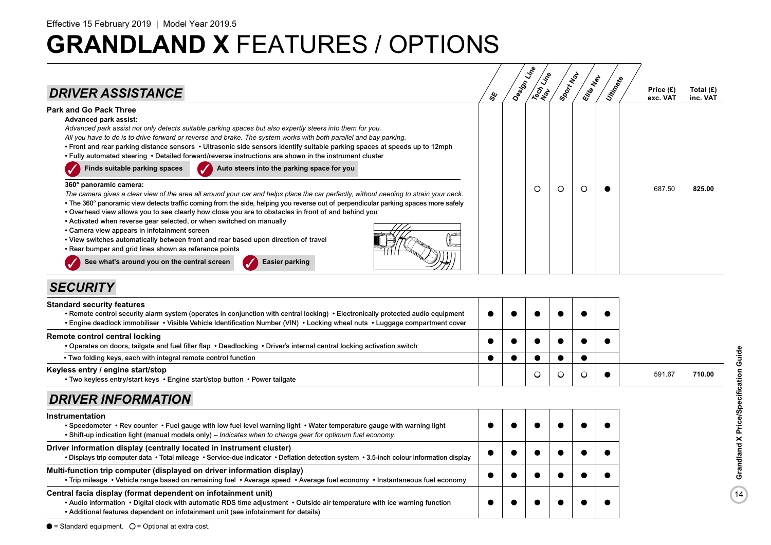Effective 15 February 2019 | Model Year 2019.5

# GRANDLAND X FEATURES / OPTIONS

## DRIVER ASSISTANCE

| | SE | Design Line | Tech Line Nav | Sport Nav | Elite Nav | Ultimate | Price (£) exc. VAT | Total (£) inc. VAT |
|---|---|---|---|---|---|---|---|---|
| **Park and Go Pack Three**<br>**Advanced park assist:**<br>*Advanced park assist not only detects suitable parking spaces but also expertly steers into them for you. All you have to do is to drive forward or reverse and brake. The system works with both parallel and bay parking.*<br>• Front and rear parking distance sensors • Ultrasonic side sensors identify suitable parking spaces at speeds up to 12mph<br>• Fully automated steering • Detailed forward/reverse instructions are shown in the instrument cluster<br>✓ Finds suitable parking spaces ✓ Auto steers into the parking space for you<br>**360° panoramic camera:**<br>*The camera gives a clear view of the area all around your car and helps place the car perfectly, without needing to strain your neck.*<br>• The 360° panoramic view detects traffic coming from the side, helping you reverse out of perpendicular parking spaces more safely<br>• Overhead view allows you to see clearly how close you are to obstacles in front of and behind you<br>• Activated when reverse gear selected, or when switched on manually<br>• Camera view appears in infotainment screen<br>• View switches automatically between front and rear based upon direction of travel<br>• Rear bumper and grid lines shown as reference points<br>✓ See what's around you on the central screen ✓ Easier parking | | | ○ | ○ | ○ | ● | 687.50 | **825.00** |

## SECURITY

| | SE | Design Line | Tech Line Nav | Sport Nav | Elite Nav | Ultimate | Price (£) exc. VAT | Total (£) inc. VAT |
|---|---|---|---|---|---|---|---|---|
| **Standard security features**<br>• Remote control security alarm system (operates in conjunction with central locking) • Electronically protected audio equipment<br>• Engine deadlock immobiliser • Visible Vehicle Identification Number (VIN) • Locking wheel nuts • Luggage compartment cover | ● | ● | ● | ● | ● | ● | | |
| **Remote control central locking**<br>• Operates on doors, tailgate and fuel filler flap • Deadlocking • Driver's internal central locking activation switch | ● | ● | ● | ● | ● | ● | | |
| • Two folding keys, each with integral remote control function | ● | ● | ● | ● | ● | | | |
| **Keyless entry / engine start/stop**<br>• Two keyless entry/start keys • Engine start/stop button • Power tailgate | | | ○ | ○ | ○ | ● | 591.67 | **710.00** |

## DRIVER INFORMATION

| | SE | Design Line | Tech Line Nav | Sport Nav | Elite Nav | Ultimate |
|---|---|---|---|---|---|---|
| **Instrumentation**<br>• Speedometer • Rev counter • Fuel gauge with low fuel level warning light • Water temperature gauge with warning light<br>• Shift-up indication light (manual models only) – *Indicates when to change gear for optimum fuel economy.* | ● | ● | ● | ● | ● | ● |
| **Driver information display (centrally located in instrument cluster)**<br>• Displays trip computer data • Total mileage • Service-due indicator • Deflation detection system • 3.5-inch colour information display | ● | ● | ● | ● | ● | ● |
| **Multi-function trip computer (displayed on driver information display)**<br>• Trip mileage • Vehicle range based on remaining fuel • Average speed • Average fuel economy • Instantaneous fuel economy | ● | ● | ● | ● | ● | ● |
| **Central facia display (format dependent on infotainment unit)**<br>• Audio information • Digital clock with automatic RDS time adjustment • Outside air temperature with ice warning function<br>• Additional features dependent on infotainment unit (see infotainment for details) | ● | ● | ● | ● | ● | ● |

● = Standard equipment. ○ = Optional at extra cost.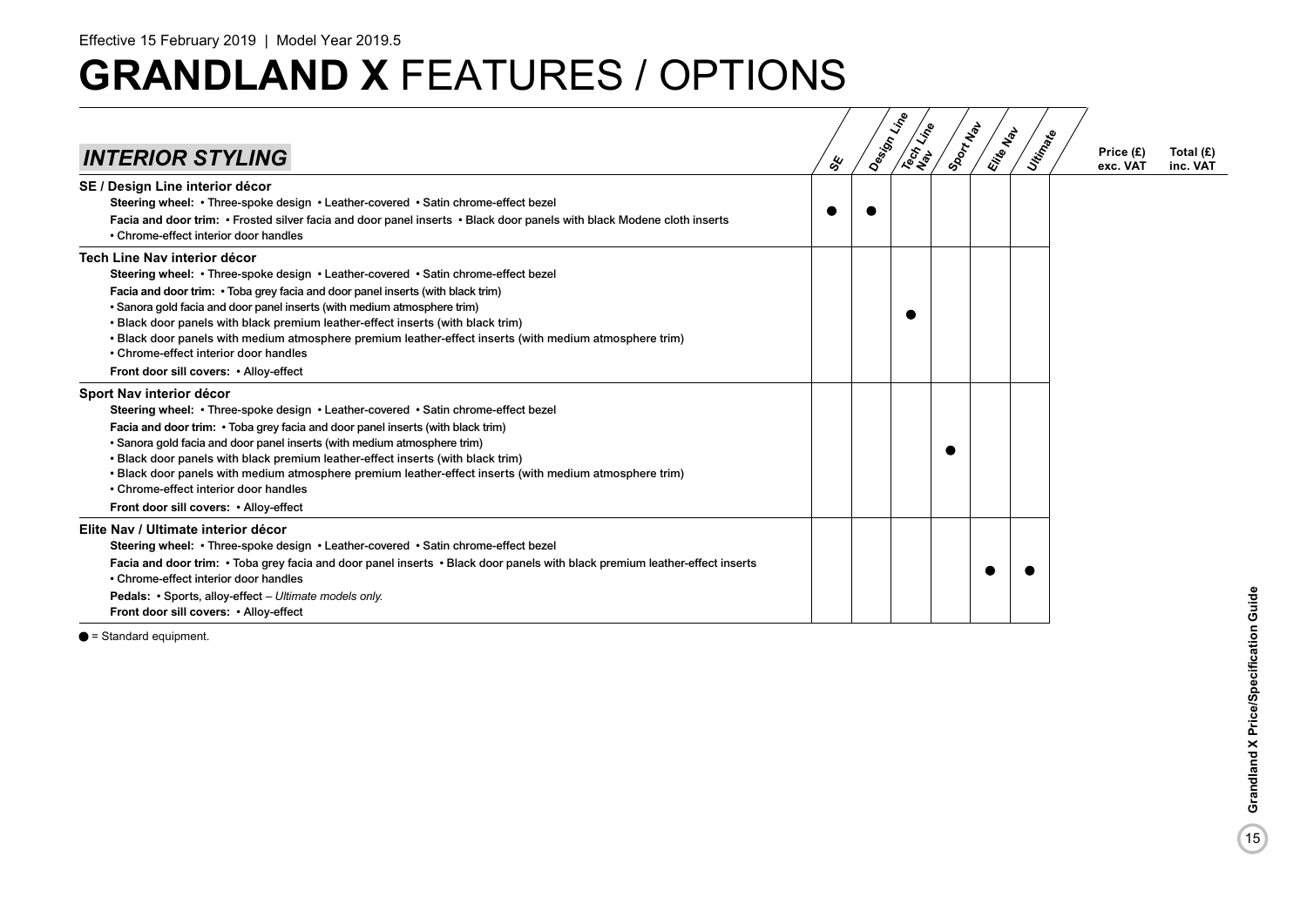Effective 15 February 2019 | Model Year 2019.5

# GRANDLAND X FEATURES / OPTIONS

| INTERIOR STYLING | SE | Design Line | Tech Line Nav | Sport Nav | Elite Nav | Ultimate | Price (£) exc. VAT | Total (£) inc. VAT |
|---|---|---|---|---|---|---|---|---|
| **SE / Design Line interior décor**<br>**Steering wheel:** • Three-spoke design • Leather-covered • Satin chrome-effect bezel<br>**Facia and door trim:** • Frosted silver facia and door panel inserts • Black door panels with black Modene cloth inserts<br>• Chrome-effect interior door handles | ● | ● | | | | | | |
| **Tech Line Nav interior décor**<br>**Steering wheel:** • Three-spoke design • Leather-covered • Satin chrome-effect bezel<br>**Facia and door trim:** • Toba grey facia and door panel inserts (with black trim)<br>• Sanora gold facia and door panel inserts (with medium atmosphere trim)<br>• Black door panels with black premium leather-effect inserts (with black trim)<br>• Black door panels with medium atmosphere premium leather-effect inserts (with medium atmosphere trim)<br>• Chrome-effect interior door handles<br>**Front door sill covers:** • Alloy-effect | | | ● | | | | | |
| **Sport Nav interior décor**<br>**Steering wheel:** • Three-spoke design • Leather-covered • Satin chrome-effect bezel<br>**Facia and door trim:** • Toba grey facia and door panel inserts (with black trim)<br>• Sanora gold facia and door panel inserts (with medium atmosphere trim)<br>• Black door panels with black premium leather-effect inserts (with black trim)<br>• Black door panels with medium atmosphere premium leather-effect inserts (with medium atmosphere trim)<br>• Chrome-effect interior door handles<br>**Front door sill covers:** • Alloy-effect | | | | ● | | | | |
| **Elite Nav / Ultimate interior décor**<br>**Steering wheel:** • Three-spoke design • Leather-covered • Satin chrome-effect bezel<br>**Facia and door trim:** • Toba grey facia and door panel inserts • Black door panels with black premium leather-effect inserts<br>• Chrome-effect interior door handles<br>**Pedals:** • Sports, alloy-effect – *Ultimate models only.*<br>**Front door sill covers:** • Alloy-effect | | | | | ● | ● | | |

● = Standard equipment.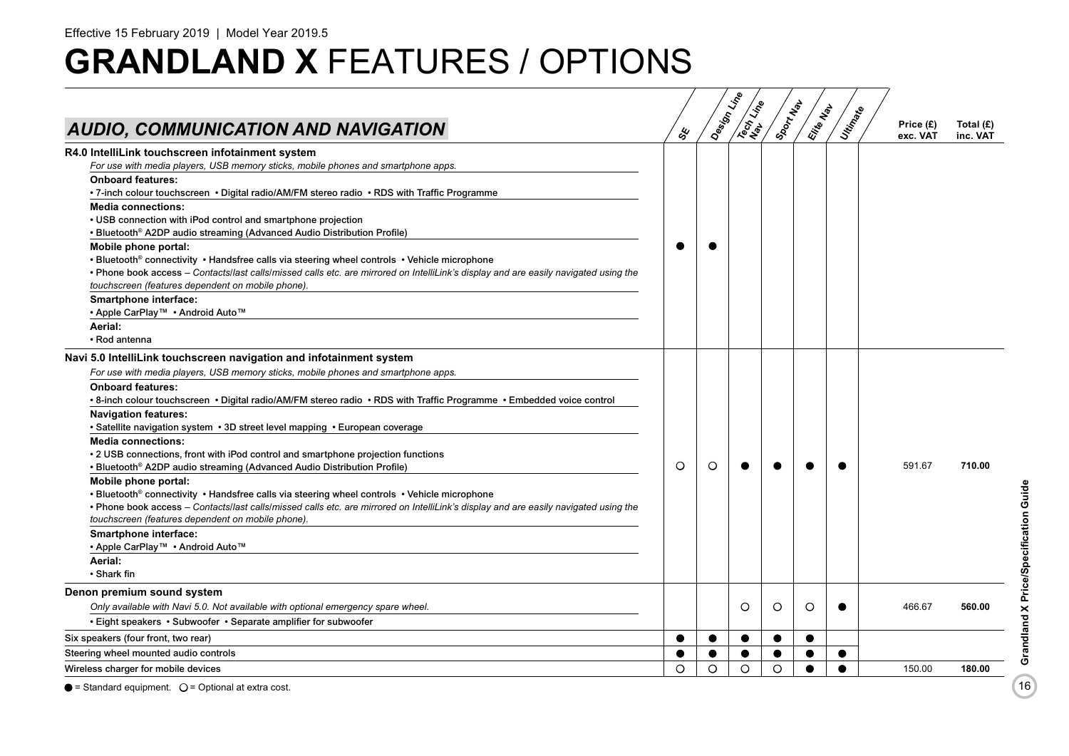Effective 15 February 2019 | Model Year 2019.5

# GRANDLAND X FEATURES / OPTIONS

## AUDIO, COMMUNICATION AND NAVIGATION

| | SE | Design Line | Tech Line Nav | Sport Nav | Elite Nav | Ultimate | Price (£) exc. VAT | Total (£) inc. VAT |
|---|---|---|---|---|---|---|---|---|
| **R4.0 IntelliLink touchscreen infotainment system**<br>*For use with media players, USB memory sticks, mobile phones and smartphone apps.*<br>**Onboard features:**<br>• 7-inch colour touchscreen • Digital radio/AM/FM stereo radio • RDS with Traffic Programme<br>**Media connections:**<br>• USB connection with iPod control and smartphone projection<br>• Bluetooth® A2DP audio streaming (Advanced Audio Distribution Profile)<br>**Mobile phone portal:**<br>• Bluetooth® connectivity • Handsfree calls via steering wheel controls • Vehicle microphone<br>• Phone book access – *Contacts/last calls/missed calls etc. are mirrored on IntelliLink's display and are easily navigated using the touchscreen (features dependent on mobile phone).*<br>**Smartphone interface:**<br>• Apple CarPlay™ • Android Auto™<br>**Aerial:**<br>• Rod antenna | ● | ● | | | | | | |
| **Navi 5.0 IntelliLink touchscreen navigation and infotainment system**<br>*For use with media players, USB memory sticks, mobile phones and smartphone apps.*<br>**Onboard features:**<br>• 8-inch colour touchscreen • Digital radio/AM/FM stereo radio • RDS with Traffic Programme • Embedded voice control<br>**Navigation features:**<br>• Satellite navigation system • 3D street level mapping • European coverage<br>**Media connections:**<br>• 2 USB connections, front with iPod control and smartphone projection functions<br>• Bluetooth® A2DP audio streaming (Advanced Audio Distribution Profile)<br>**Mobile phone portal:**<br>• Bluetooth® connectivity • Handsfree calls via steering wheel controls • Vehicle microphone<br>• Phone book access – *Contacts/last calls/missed calls etc. are mirrored on IntelliLink's display and are easily navigated using the touchscreen (features dependent on mobile phone).*<br>**Smartphone interface:**<br>• Apple CarPlay™ • Android Auto™<br>**Aerial:**<br>• Shark fin | ○ | ○ | ● | ● | ● | ● | 591.67 | **710.00** |
| **Denon premium sound system**<br>*Only available with Navi 5.0. Not available with optional emergency spare wheel.*<br>• Eight speakers • Subwoofer • Separate amplifier for subwoofer | | | ○ | ○ | ○ | ● | 466.67 | **560.00** |
| Six speakers (four front, two rear) | ● | ● | ● | ● | ● | | | |
| Steering wheel mounted audio controls | ● | ● | ● | ● | ● | ● | | |
| Wireless charger for mobile devices | ○ | ○ | ○ | ○ | ● | ● | 150.00 | **180.00** |

● = Standard equipment. ○ = Optional at extra cost.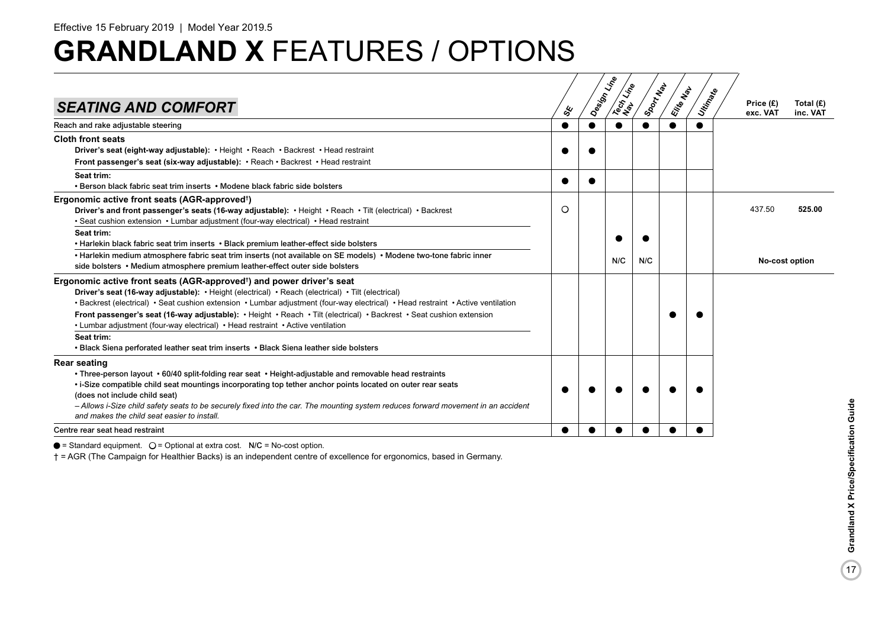Effective 15 February 2019 | Model Year 2019.5

# GRANDLAND X FEATURES / OPTIONS

| SEATING AND COMFORT | SE | Design Line | Tech Line Nav | Sport Nav | Elite Nav | Ultimate | Price (£) exc. VAT | Total (£) inc. VAT |
|---|---|---|---|---|---|---|---|---|
| Reach and rake adjustable steering | ● | ● | ● | ● | ● | ● | | |
| **Cloth front seats** | | | | | | | | |
| **Driver's seat (eight-way adjustable):** • Height • Reach • Backrest • Head restraint<br>**Front passenger's seat (six-way adjustable):** • Reach • Backrest • Head restraint | ● | ● | | | | | | |
| **Seat trim:**<br>• Berson black fabric seat trim inserts • Modene black fabric side bolsters | ● | ● | | | | | | |
| **Ergonomic active front seats (AGR-approved†)**<br>**Driver's and front passenger's seats (16-way adjustable):** • Height • Reach • Tilt (electrical) • Backrest<br>• Seat cushion extension • Lumbar adjustment (four-way electrical) • Head restraint | ○ | | | | | | 437.50 | **525.00** |
| **Seat trim:**<br>• Harlekin black fabric seat trim inserts • Black premium leather-effect side bolsters | | | ● | ● | | | | |
| • Harlekin medium atmosphere fabric seat trim inserts (not available on SE models) • Modene two-tone fabric inner side bolsters • Medium atmosphere premium leather-effect outer side bolsters | | | N/C | N/C | | | **No-cost option** | |
| **Ergonomic active front seats (AGR-approved†) and power driver's seat**<br>**Driver's seat (16-way adjustable):** • Height (electrical) • Reach (electrical) • Tilt (electrical)<br>• Backrest (electrical) • Seat cushion extension • Lumbar adjustment (four-way electrical) • Head restraint • Active ventilation<br>**Front passenger's seat (16-way adjustable):** • Height • Reach • Tilt (electrical) • Backrest • Seat cushion extension<br>• Lumbar adjustment (four-way electrical) • Head restraint • Active ventilation<br>**Seat trim:**<br>• Black Siena perforated leather seat trim inserts • Black Siena leather side bolsters | | | | | ● | ● | | |
| **Rear seating**<br>• Three-person layout • 60/40 split-folding rear seat • Height-adjustable and removable head restraints<br>• i-Size compatible child seat mountings incorporating top tether anchor points located on outer rear seats (does not include child seat)<br>*– Allows i-Size child safety seats to be securely fixed into the car. The mounting system reduces forward movement in an accident and makes the child seat easier to install.* | ● | ● | ● | ● | ● | ● | | |
| Centre rear seat head restraint | ● | ● | ● | ● | ● | ● | | |

● = Standard equipment. ○ = Optional at extra cost. N/C = No-cost option.

† = AGR (The Campaign for Healthier Backs) is an independent centre of excellence for ergonomics, based in Germany.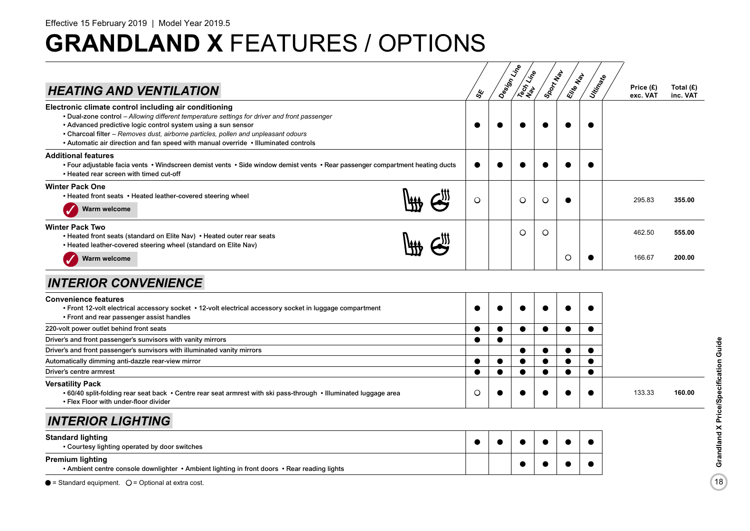Effective 15 February 2019 | Model Year 2019.5

# GRANDLAND X FEATURES / OPTIONS

## HEATING AND VENTILATION

| | SE | Design Line | Tech Line Nav | Sport Nav | Elite Nav | Ultimate | Price (£) exc. VAT | Total (£) inc. VAT |
|---|---|---|---|---|---|---|---|---|
| **Electronic climate control including air conditioning**<br>• Dual-zone control – *Allowing different temperature settings for driver and front passenger*<br>• Advanced predictive logic control system using a sun sensor<br>• Charcoal filter – *Removes dust, airborne particles, pollen and unpleasant odours*<br>• Automatic air direction and fan speed with manual override • Illuminated controls | ● | ● | ● | ● | ● | ● | | |
| **Additional features**<br>• Four adjustable facia vents • Windscreen demist vents • Side window demist vents • Rear passenger compartment heating ducts<br>• Heated rear screen with timed cut-off | ● | ● | ● | ● | ● | ● | | |
| **Winter Pack One**<br>• Heated front seats • Heated leather-covered steering wheel<br>Warm welcome | ○ | | ○ | ○ | ● | | 295.83 | 355.00 |
| **Winter Pack Two**<br>• Heated front seats (standard on Elite Nav) • Heated outer rear seats<br>• Heated leather-covered steering wheel (standard on Elite Nav) | | | ○ | ○ | | | 462.50 | 555.00 |
| Warm welcome | | | | | ○ | ● | 166.67 | 200.00 |

## INTERIOR CONVENIENCE

| | SE | Design Line | Tech Line Nav | Sport Nav | Elite Nav | Ultimate | Price (£) exc. VAT | Total (£) inc. VAT |
|---|---|---|---|---|---|---|---|---|
| **Convenience features**<br>• Front 12-volt electrical accessory socket • 12-volt electrical accessory socket in luggage compartment<br>• Front and rear passenger assist handles | ● | ● | ● | ● | ● | ● | | |
| 220-volt power outlet behind front seats | ● | ● | ● | ● | ● | ● | | |
| Driver's and front passenger's sunvisors with vanity mirrors | ● | ● | | | | | | |
| Driver's and front passenger's sunvisors with illuminated vanity mirrors | | | ● | ● | ● | ● | | |
| Automatically dimming anti-dazzle rear-view mirror | ● | ● | ● | ● | ● | ● | | |
| Driver's centre armrest | ● | ● | ● | ● | ● | ● | | |
| **Versatility Pack**<br>• 60/40 split-folding rear seat back • Centre rear seat armrest with ski pass-through • Illuminated luggage area<br>• Flex Floor with under-floor divider | ○ | ● | ● | ● | ● | ● | 133.33 | 160.00 |

## INTERIOR LIGHTING

| | SE | Design Line | Tech Line Nav | Sport Nav | Elite Nav | Ultimate |
|---|---|---|---|---|---|---|
| **Standard lighting**<br>• Courtesy lighting operated by door switches | ● | ● | ● | ● | ● | ● |
| **Premium lighting**<br>• Ambient centre console downlighter • Ambient lighting in front doors • Rear reading lights | | | ● | ● | ● | ● |

● = Standard equipment. ○ = Optional at extra cost.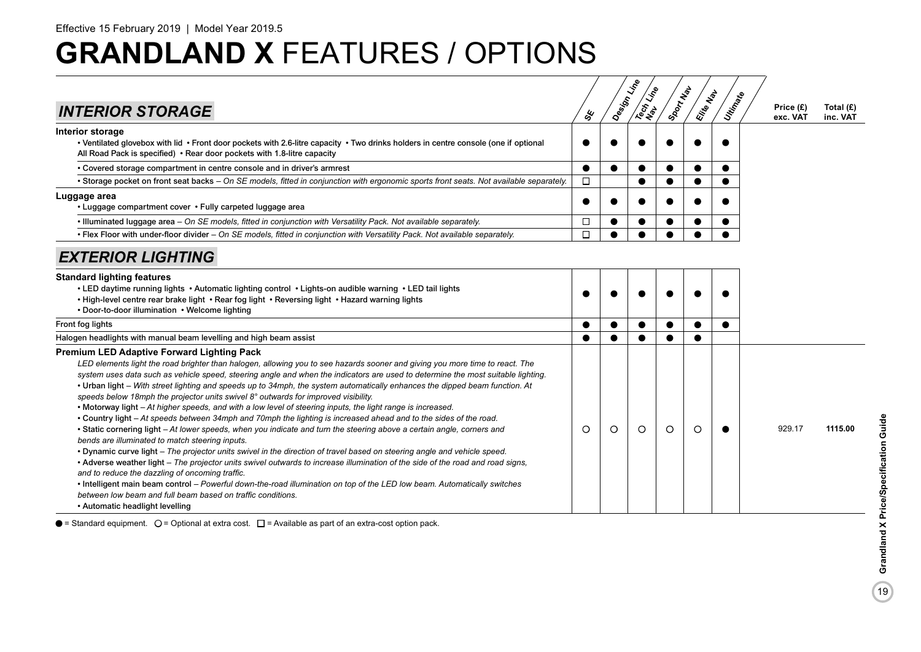Effective 15 February 2019 | Model Year 2019.5

# **GRANDLAND X** FEATURES / OPTIONS

## *INTERIOR STORAGE*

| | SE | Design Line | Tech Line Nav | Sport Nav | Elite Nav | Ultimate | Price (£) exc. VAT | Total (£) inc. VAT |
|---|---|---|---|---|---|---|---|---|
| **Interior storage**<br>• Ventilated glovebox with lid • Front door pockets with 2.6-litre capacity • Two drinks holders in centre console (one if optional All Road Pack is specified) • Rear door pockets with 1.8-litre capacity | ● | ● | ● | ● | ● | ● | | |
| • Covered storage compartment in centre console and in driver's armrest | ● | ● | ● | ● | ● | ● | | |
| • Storage pocket on front seat backs – *On SE models, fitted in conjunction with ergonomic sports front seats. Not available separately.* | □ | | ● | ● | ● | ● | | |
| **Luggage area**<br>• Luggage compartment cover • Fully carpeted luggage area | ● | ● | ● | ● | ● | ● | | |
| • Illuminated luggage area – *On SE models, fitted in conjunction with Versatility Pack. Not available separately.* | □ | ● | ● | ● | ● | ● | | |
| • Flex Floor with under-floor divider – *On SE models, fitted in conjunction with Versatility Pack. Not available separately.* | □ | ● | ● | ● | ● | ● | | |

## *EXTERIOR LIGHTING*

| | SE | Design Line | Tech Line Nav | Sport Nav | Elite Nav | Ultimate | Price (£) exc. VAT | Total (£) inc. VAT |
|---|---|---|---|---|---|---|---|---|
| **Standard lighting features**<br>• LED daytime running lights • Automatic lighting control • Lights-on audible warning • LED tail lights<br>• High-level centre rear brake light • Rear fog light • Reversing light • Hazard warning lights<br>• Door-to-door illumination • Welcome lighting | ● | ● | ● | ● | ● | ● | | |
| Front fog lights | ● | ● | ● | ● | ● | ● | | |
| Halogen headlights with manual beam levelling and high beam assist | ● | ● | ● | ● | ● | | | |
| **Premium LED Adaptive Forward Lighting Pack**<br>*LED elements light the road brighter than halogen, allowing you to see hazards sooner and giving you more time to react. The system uses data such as vehicle speed, steering angle and when the indicators are used to determine the most suitable lighting.*<br>• Urban light – *With street lighting and speeds up to 34mph, the system automatically enhances the dipped beam function. At speeds below 18mph the projector units swivel 8° outwards for improved visibility.*<br>• Motorway light – *At higher speeds, and with a low level of steering inputs, the light range is increased.*<br>• Country light – *At speeds between 34mph and 70mph the lighting is increased ahead and to the sides of the road.*<br>• Static cornering light – *At lower speeds, when you indicate and turn the steering above a certain angle, corners and bends are illuminated to match steering inputs.*<br>• Dynamic curve light – *The projector units swivel in the direction of travel based on steering angle and vehicle speed.*<br>• Adverse weather light – *The projector units swivel outwards to increase illumination of the side of the road and road signs, and to reduce the dazzling of oncoming traffic.*<br>• Intelligent main beam control – *Powerful down-the-road illumination on top of the LED low beam. Automatically switches between low beam and full beam based on traffic conditions.*<br>• Automatic headlight levelling | ○ | ○ | ○ | ○ | ○ | ● | 929.17 | **1115.00** |

● = Standard equipment. ○ = Optional at extra cost. □ = Available as part of an extra-cost option pack.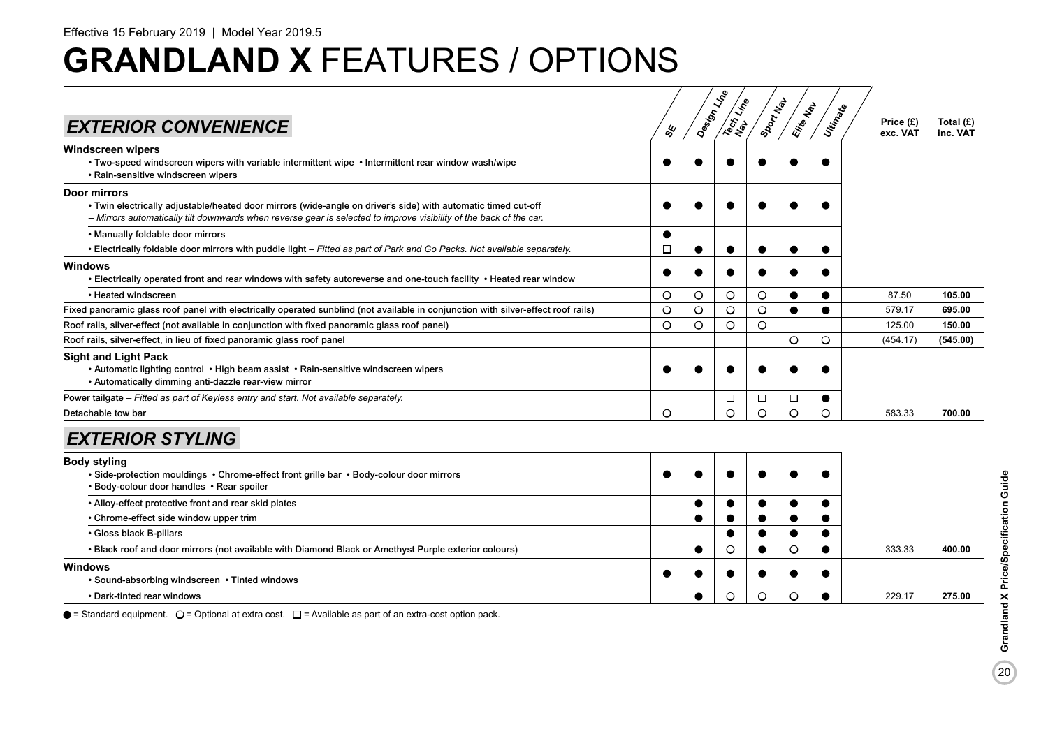Effective 15 February 2019 | Model Year 2019.5

# GRANDLAND X FEATURES / OPTIONS

## EXTERIOR CONVENIENCE

| | SE | Design Line | Tech Line Nav | Sport Nav | Elite Nav | Ultimate | Price (£) exc. VAT | Total (£) inc. VAT |
|---|---|---|---|---|---|---|---|---|
| **Windscreen wipers**<br>• Two-speed windscreen wipers with variable intermittent wipe • Intermittent rear window wash/wipe<br>• Rain-sensitive windscreen wipers | ● | ● | ● | ● | ● | ● | | |
| **Door mirrors**<br>• Twin electrically adjustable/heated door mirrors (wide-angle on driver's side) with automatic timed cut-off<br>*– Mirrors automatically tilt downwards when reverse gear is selected to improve visibility of the back of the car.* | ● | ● | ● | ● | ● | ● | | |
| • Manually foldable door mirrors | ● | | | | | | | |
| • Electrically foldable door mirrors with puddle light *– Fitted as part of Park and Go Packs. Not available separately.* | □ | ● | ● | ● | ● | ● | | |
| **Windows**<br>• Electrically operated front and rear windows with safety autoreverse and one-touch facility • Heated rear window | ● | ● | ● | ● | ● | ● | | |
| • Heated windscreen | ○ | ○ | ○ | ○ | ● | ● | 87.50 | **105.00** |
| Fixed panoramic glass roof panel with electrically operated sunblind (not available in conjunction with silver-effect roof rails) | ○ | ○ | ○ | ○ | ● | ● | 579.17 | **695.00** |
| Roof rails, silver-effect (not available in conjunction with fixed panoramic glass roof panel) | ○ | ○ | ○ | ○ | | | 125.00 | **150.00** |
| Roof rails, silver-effect, in lieu of fixed panoramic glass roof panel | | | | | ○ | ○ | (454.17) | **(545.00)** |
| **Sight and Light Pack**<br>• Automatic lighting control • High beam assist • Rain-sensitive windscreen wipers<br>• Automatically dimming anti-dazzle rear-view mirror | ● | ● | ● | ● | ● | ● | | |
| Power tailgate *– Fitted as part of Keyless entry and start. Not available separately.* | | | □ | □ | □ | ● | | |
| Detachable tow bar | ○ | | ○ | ○ | ○ | ○ | 583.33 | **700.00** |

## EXTERIOR STYLING

| | SE | Design Line | Tech Line Nav | Sport Nav | Elite Nav | Ultimate | Price (£) exc. VAT | Total (£) inc. VAT |
|---|---|---|---|---|---|---|---|---|
| **Body styling**<br>• Side-protection mouldings • Chrome-effect front grille bar • Body-colour door mirrors<br>• Body-colour door handles • Rear spoiler | ● | ● | ● | ● | ● | ● | | |
| • Alloy-effect protective front and rear skid plates | | ● | ● | ● | ● | ● | | |
| • Chrome-effect side window upper trim | | ● | ● | ● | ● | ● | | |
| • Gloss black B-pillars | | | ● | ● | ● | ● | | |
| • Black roof and door mirrors (not available with Diamond Black or Amethyst Purple exterior colours) | | ● | ○ | ● | ○ | ● | 333.33 | **400.00** |
| **Windows**<br>• Sound-absorbing windscreen • Tinted windows | ● | ● | ● | ● | ● | ● | | |
| • Dark-tinted rear windows | | ● | ○ | ○ | ○ | ● | 229.17 | **275.00** |

● = Standard equipment. ○ = Optional at extra cost. □ = Available as part of an extra-cost option pack.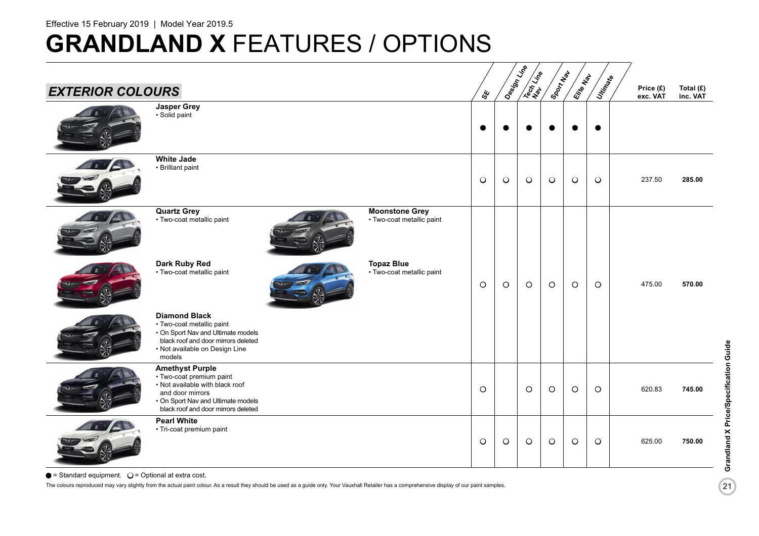Effective 15 February 2019 | Model Year 2019.5

# GRANDLAND X FEATURES / OPTIONS

| EXTERIOR COLOURS | SE | Design Line | Tech Line Nav | Sport Nav | Elite Nav | Ultimate | Price (£) exc. VAT | Total (£) inc. VAT |
|---|---|---|---|---|---|---|---|---|
| **Jasper Grey** • Solid paint | ● | ● | ● | ● | ● | ● | | |
| **White Jade** • Brilliant paint | ○ | ○ | ○ | ○ | ○ | ○ | 237.50 | **285.00** |
| **Quartz Grey** • Two-coat metallic paint<br>**Moonstone Grey** • Two-coat metallic paint<br>**Dark Ruby Red** • Two-coat metallic paint<br>**Topaz Blue** • Two-coat metallic paint<br>**Diamond Black** • Two-coat metallic paint • On Sport Nav and Ultimate models black roof and door mirrors deleted • Not available on Design Line models | ○ | ○ | ○ | ○ | ○ | ○ | 475.00 | **570.00** |
| **Amethyst Purple** • Two-coat premium paint • Not available with black roof and door mirrors • On Sport Nav and Ultimate models black roof and door mirrors deleted | ○ | | ○ | ○ | ○ | ○ | 620.83 | **745.00** |
| **Pearl White** • Tri-coat premium paint | ○ | ○ | ○ | ○ | ○ | ○ | 625.00 | **750.00** |

● = Standard equipment. ○ = Optional at extra cost.

The colours reproduced may vary slightly from the actual paint colour. As a result they should be used as a guide only. Your Vauxhall Retailer has a comprehensive display of our paint samples.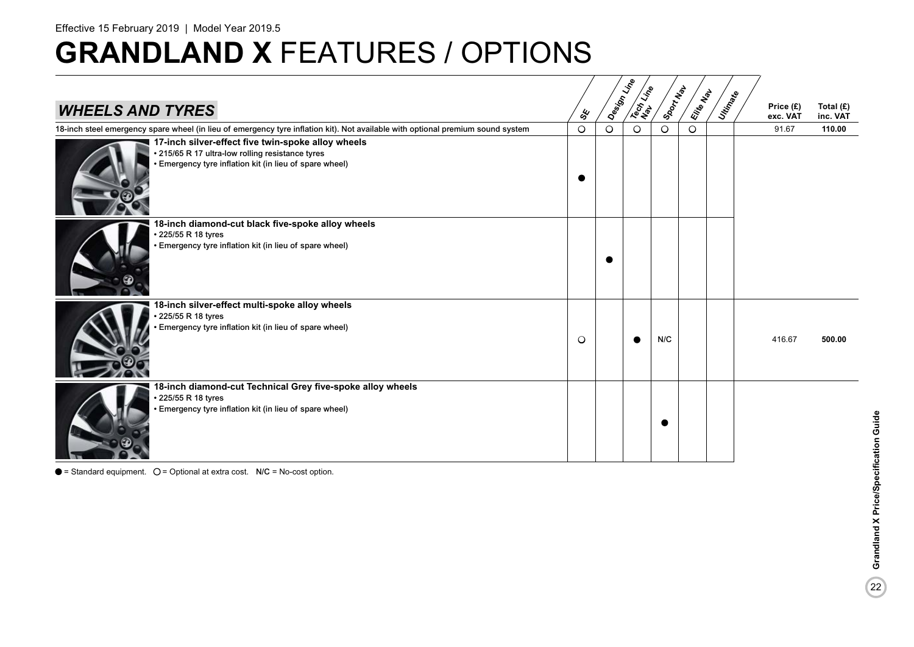Effective 15 February 2019 | Model Year 2019.5

# GRANDLAND X FEATURES / OPTIONS

## WHEELS AND TYRES

| WHEELS AND TYRES | SE | Design Line | Tech Line Nav | Sport Nav | Elite Nav | Ultimate | Price (£) exc. VAT | Total (£) inc. VAT |
|---|---|---|---|---|---|---|---|---|
| 18-inch steel emergency spare wheel (in lieu of emergency tyre inflation kit). Not available with optional premium sound system | ○ | ○ | ○ | ○ | ○ | | 91.67 | 110.00 |
| **17-inch silver-effect five twin-spoke alloy wheels**<br>• 215/65 R 17 ultra-low rolling resistance tyres<br>• Emergency tyre inflation kit (in lieu of spare wheel) | ● | | | | | | | |
| **18-inch diamond-cut black five-spoke alloy wheels**<br>• 225/55 R 18 tyres<br>• Emergency tyre inflation kit (in lieu of spare wheel) | | ● | | | | | | |
| **18-inch silver-effect multi-spoke alloy wheels**<br>• 225/55 R 18 tyres<br>• Emergency tyre inflation kit (in lieu of spare wheel) | ○ | | ● | N/C | | | 416.67 | 500.00 |
| **18-inch diamond-cut Technical Grey five-spoke alloy wheels**<br>• 225/55 R 18 tyres<br>• Emergency tyre inflation kit (in lieu of spare wheel) | | | | ● | | | | |

● = Standard equipment. ○ = Optional at extra cost. N/C = No-cost option.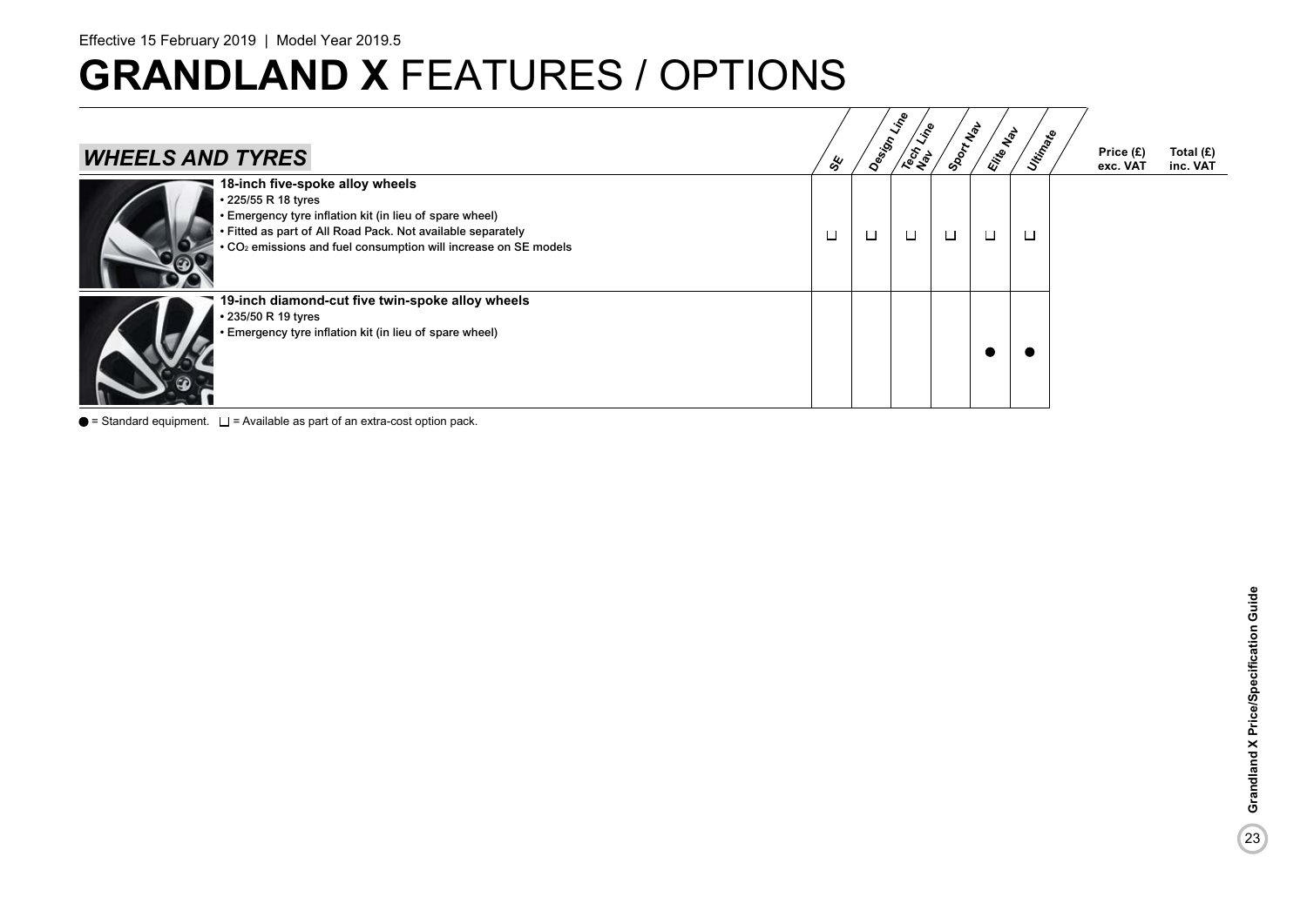Effective 15 February 2019 | Model Year 2019.5

# **GRANDLAND X** FEATURES / OPTIONS

| *WHEELS AND TYRES* | SE | Design Line | Tech Line Nav | Sport Nav | Elite Nav | Ultimate | Price (£) exc. VAT | Total (£) inc. VAT |
|---|---|---|---|---|---|---|---|---|
| **18-inch five-spoke alloy wheels**<br>• 225/55 R 18 tyres<br>• Emergency tyre inflation kit (in lieu of spare wheel)<br>• Fitted as part of All Road Pack. Not available separately<br>• $CO_2$ emissions and fuel consumption will increase on SE models | ❑ | ❑ | ❑ | ❑ | ❑ | ❑ | | |
| **19-inch diamond-cut five twin-spoke alloy wheels**<br>• 235/50 R 19 tyres<br>• Emergency tyre inflation kit (in lieu of spare wheel) | | | | | ● | ● | | |

● = Standard equipment. ❑ = Available as part of an extra-cost option pack.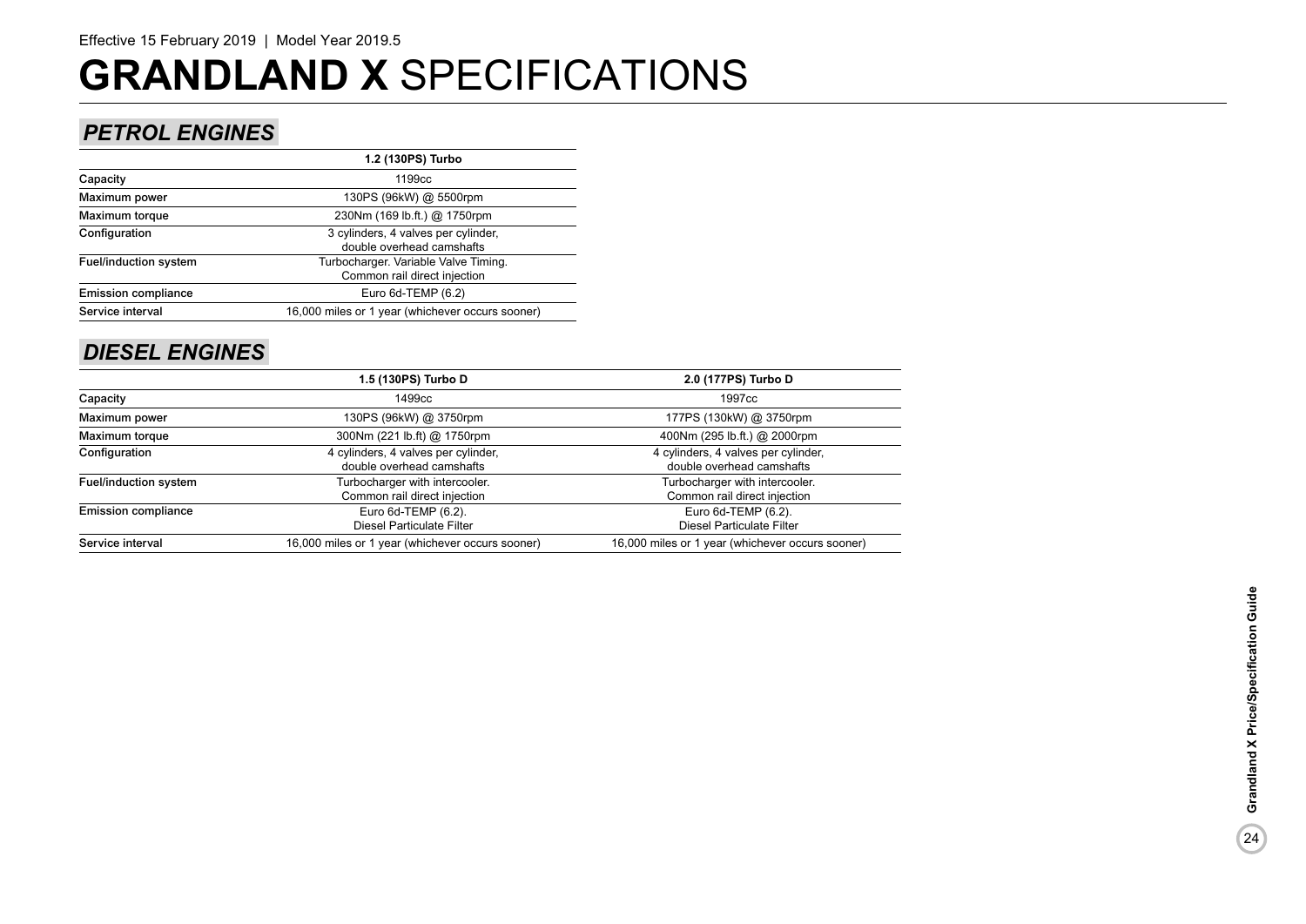Effective 15 February 2019 | Model Year 2019.5

# **GRANDLAND X** SPECIFICATIONS

## *PETROL ENGINES*

| | 1.2 (130PS) Turbo |
|---|---|
| Capacity | 1199cc |
| Maximum power | 130PS (96kW) @ 5500rpm |
| Maximum torque | 230Nm (169 lb.ft.) @ 1750rpm |
| Configuration | 3 cylinders, 4 valves per cylinder, double overhead camshafts |
| Fuel/induction system | Turbocharger. Variable Valve Timing. Common rail direct injection |
| Emission compliance | Euro 6d-TEMP (6.2) |
| Service interval | 16,000 miles or 1 year (whichever occurs sooner) |

## *DIESEL ENGINES*

| | 1.5 (130PS) Turbo D | 2.0 (177PS) Turbo D |
|---|---|---|
| Capacity | 1499cc | 1997cc |
| Maximum power | 130PS (96kW) @ 3750rpm | 177PS (130kW) @ 3750rpm |
| Maximum torque | 300Nm (221 lb.ft) @ 1750rpm | 400Nm (295 lb.ft.) @ 2000rpm |
| Configuration | 4 cylinders, 4 valves per cylinder, double overhead camshafts | 4 cylinders, 4 valves per cylinder, double overhead camshafts |
| Fuel/induction system | Turbocharger with intercooler. Common rail direct injection | Turbocharger with intercooler. Common rail direct injection |
| Emission compliance | Euro 6d-TEMP (6.2). Diesel Particulate Filter | Euro 6d-TEMP (6.2). Diesel Particulate Filter |
| Service interval | 16,000 miles or 1 year (whichever occurs sooner) | 16,000 miles or 1 year (whichever occurs sooner) |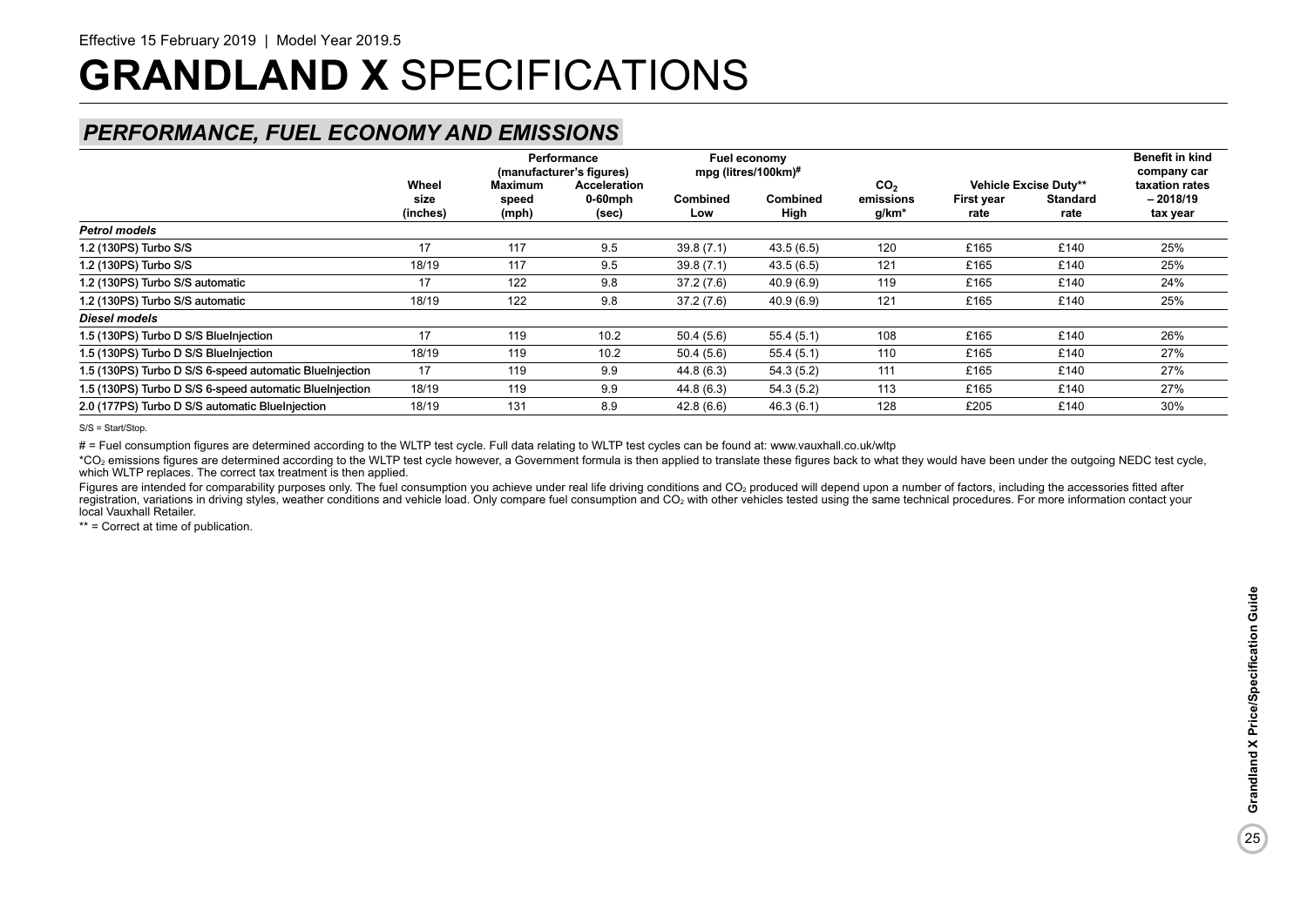Effective 15 February 2019 | Model Year 2019.5

# GRANDLAND X SPECIFICATIONS

## PERFORMANCE, FUEL ECONOMY AND EMISSIONS

| | Wheel size (inches) | Performance (manufacturer's figures) Maximum speed (mph) | Acceleration 0-60mph (sec) | Fuel economy mpg (litres/100km)# Combined Low | Combined High | $CO_2$ emissions g/km* | Vehicle Excise Duty** First year rate | Standard rate | Benefit in kind company car taxation rates – 2018/19 tax year |
|---|---|---|---|---|---|---|---|---|---|
| ***Petrol models*** | | | | | | | | | |
| 1.2 (130PS) Turbo S/S | 17 | 117 | 9.5 | 39.8 (7.1) | 43.5 (6.5) | 120 | £165 | £140 | 25% |
| 1.2 (130PS) Turbo S/S | 18/19 | 117 | 9.5 | 39.8 (7.1) | 43.5 (6.5) | 121 | £165 | £140 | 25% |
| 1.2 (130PS) Turbo S/S automatic | 17 | 122 | 9.8 | 37.2 (7.6) | 40.9 (6.9) | 119 | £165 | £140 | 24% |
| 1.2 (130PS) Turbo S/S automatic | 18/19 | 122 | 9.8 | 37.2 (7.6) | 40.9 (6.9) | 121 | £165 | £140 | 25% |
| ***Diesel models*** | | | | | | | | | |
| 1.5 (130PS) Turbo D S/S BlueInjection | 17 | 119 | 10.2 | 50.4 (5.6) | 55.4 (5.1) | 108 | £165 | £140 | 26% |
| 1.5 (130PS) Turbo D S/S BlueInjection | 18/19 | 119 | 10.2 | 50.4 (5.6) | 55.4 (5.1) | 110 | £165 | £140 | 27% |
| 1.5 (130PS) Turbo D S/S 6-speed automatic BlueInjection | 17 | 119 | 9.9 | 44.8 (6.3) | 54.3 (5.2) | 111 | £165 | £140 | 27% |
| 1.5 (130PS) Turbo D S/S 6-speed automatic BlueInjection | 18/19 | 119 | 9.9 | 44.8 (6.3) | 54.3 (5.2) | 113 | £165 | £140 | 27% |
| 2.0 (177PS) Turbo D S/S automatic BlueInjection | 18/19 | 131 | 8.9 | 42.8 (6.6) | 46.3 (6.1) | 128 | £205 | £140 | 30% |

S/S = Start/Stop.

# = Fuel consumption figures are determined according to the WLTP test cycle. Full data relating to WLTP test cycles can be found at: www.vauxhall.co.uk/wltp

*$CO_2$ emissions figures are determined according to the WLTP test cycle however, a Government formula is then applied to translate these figures back to what they would have been under the outgoing NEDC test cycle, which WLTP replaces. The correct tax treatment is then applied.

Figures are intended for comparability purposes only. The fuel consumption you achieve under real life driving conditions and $CO_2$ produced will depend upon a number of factors, including the accessories fitted after registration, variations in driving styles, weather conditions and vehicle load. Only compare fuel consumption and $CO_2$ with other vehicles tested using the same technical procedures. For more information contact your local Vauxhall Retailer.

** = Correct at time of publication.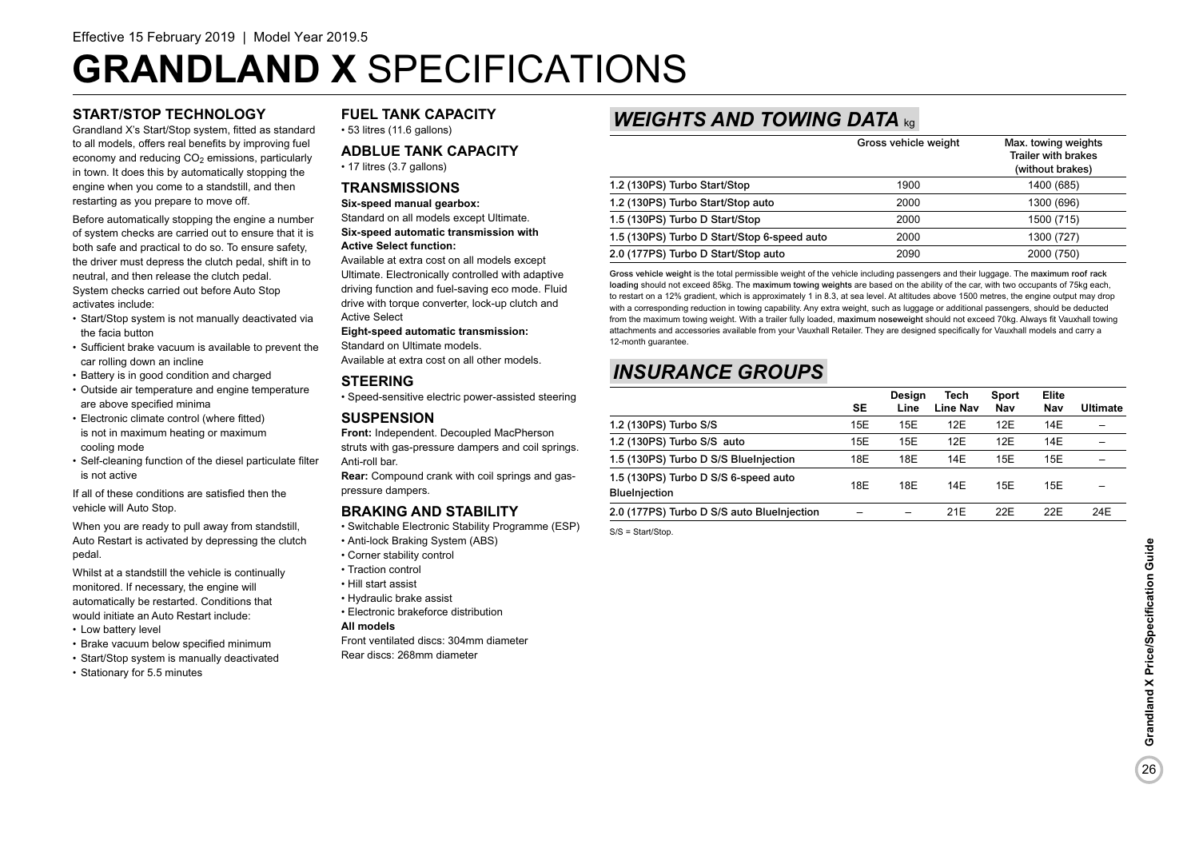Effective 15 February 2019 | Model Year 2019.5

# GRANDLAND X SPECIFICATIONS

### START/STOP TECHNOLOGY

Grandland X's Start/Stop system, fitted as standard to all models, offers real benefits by improving fuel economy and reducing $CO_2$ emissions, particularly in town. It does this by automatically stopping the engine when you come to a standstill, and then restarting as you prepare to move off.

Before automatically stopping the engine a number of system checks are carried out to ensure that it is both safe and practical to do so. To ensure safety, the driver must depress the clutch pedal, shift in to neutral, and then release the clutch pedal. System checks carried out before Auto Stop activates include:

- Start/Stop system is not manually deactivated via the facia button
- Sufficient brake vacuum is available to prevent the car rolling down an incline
- Battery is in good condition and charged
- Outside air temperature and engine temperature are above specified minima
- Electronic climate control (where fitted) is not in maximum heating or maximum cooling mode
- Self-cleaning function of the diesel particulate filter is not active

If all of these conditions are satisfied then the vehicle will Auto Stop.

When you are ready to pull away from standstill, Auto Restart is activated by depressing the clutch pedal.

Whilst at a standstill the vehicle is continually monitored. If necessary, the engine will automatically be restarted. Conditions that would initiate an Auto Restart include:

- Low battery level
- Brake vacuum below specified minimum
- Start/Stop system is manually deactivated
- Stationary for 5.5 minutes

### FUEL TANK CAPACITY

- 53 litres (11.6 gallons)

### ADBLUE TANK CAPACITY

- 17 litres (3.7 gallons)

### TRANSMISSIONS

**Six-speed manual gearbox:**
Standard on all models except Ultimate.

**Six-speed automatic transmission with Active Select function:**
Available at extra cost on all models except Ultimate. Electronically controlled with adaptive driving function and fuel-saving eco mode. Fluid drive with torque converter, lock-up clutch and Active Select

**Eight-speed automatic transmission:**
Standard on Ultimate models.
Available at extra cost on all other models.

### STEERING

- Speed-sensitive electric power-assisted steering

### SUSPENSION

**Front:** Independent. Decoupled MacPherson struts with gas-pressure dampers and coil springs. Anti-roll bar.

**Rear:** Compound crank with coil springs and gas-pressure dampers.

### BRAKING AND STABILITY

- Switchable Electronic Stability Programme (ESP)
- Anti-lock Braking System (ABS)
- Corner stability control
- Traction control
- Hill start assist
- Hydraulic brake assist
- Electronic brakeforce distribution

**All models**
Front ventilated discs: 304mm diameter
Rear discs: 268mm diameter

## WEIGHTS AND TOWING DATA kg

| | Gross vehicle weight | Max. towing weights Trailer with brakes (without brakes) |
|---|---|---|
| 1.2 (130PS) Turbo Start/Stop | 1900 | 1400 (685) |
| 1.2 (130PS) Turbo Start/Stop auto | 2000 | 1300 (696) |
| 1.5 (130PS) Turbo D Start/Stop | 2000 | 1500 (715) |
| 1.5 (130PS) Turbo D Start/Stop 6-speed auto | 2000 | 1300 (727) |
| 2.0 (177PS) Turbo D Start/Stop auto | 2090 | 2000 (750) |

**Gross vehicle weight** is the total permissible weight of the vehicle including passengers and their luggage. The **maximum roof rack loading** should not exceed 85kg. The **maximum towing weights** are based on the ability of the car, with two occupants of 75kg each, to restart on a 12% gradient, which is approximately 1 in 8.3, at sea level. At altitudes above 1500 metres, the engine output may drop with a corresponding reduction in towing capability. Any extra weight, such as luggage or additional passengers, should be deducted from the maximum towing weight. With a trailer fully loaded, **maximum noseweight** should not exceed 70kg. Always fit Vauxhall towing attachments and accessories available from your Vauxhall Retailer. They are designed specifically for Vauxhall models and carry a 12-month guarantee.

## INSURANCE GROUPS

| | SE | Design Line | Tech Line Nav | Sport Nav | Elite Nav | Ultimate |
|---|---|---|---|---|---|---|
| 1.2 (130PS) Turbo S/S | 15E | 15E | 12E | 12E | 14E | – |
| 1.2 (130PS) Turbo S/S auto | 15E | 15E | 12E | 12E | 14E | – |
| 1.5 (130PS) Turbo D S/S BlueInjection | 18E | 18E | 14E | 15E | 15E | – |
| 1.5 (130PS) Turbo D S/S 6-speed auto BlueInjection | 18E | 18E | 14E | 15E | 15E | – |
| 2.0 (177PS) Turbo D S/S auto BlueInjection | – | – | 21E | 22E | 22E | 24E |

S/S = Start/Stop.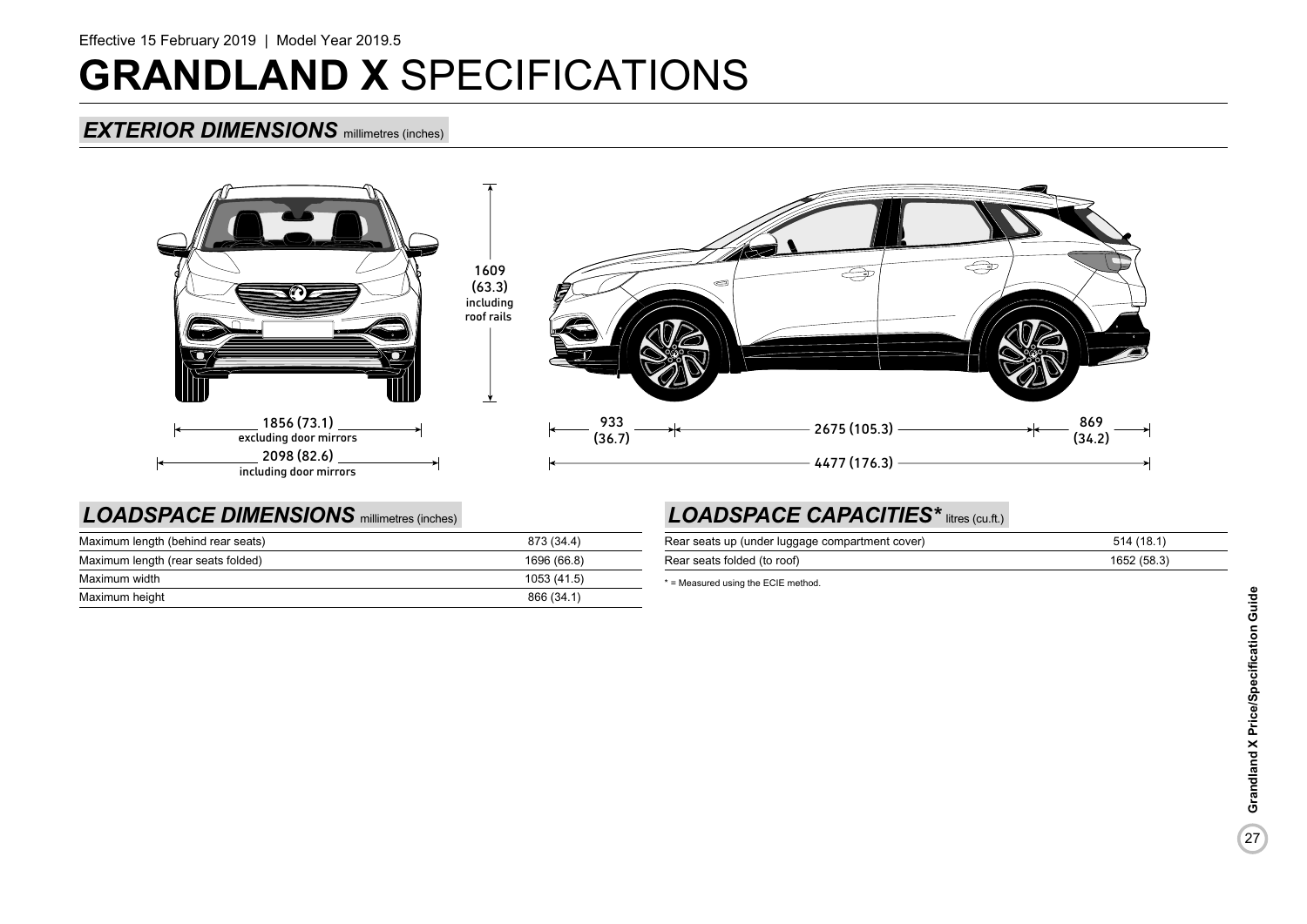Effective 15 February 2019 | Model Year 2019.5

# GRANDLAND X SPECIFICATIONS

## EXTERIOR DIMENSIONS millimetres (inches)

1609 (63.3) including roof rails

1856 (73.1) excluding door mirrors

2098 (82.6) including door mirrors

933 (36.7)

2675 (105.3)

869 (34.2)

4477 (176.3)

## LOADSPACE DIMENSIONS millimetres (inches)

| | |
|---|---|
| Maximum length (behind rear seats) | 873 (34.4) |
| Maximum length (rear seats folded) | 1696 (66.8) |
| Maximum width | 1053 (41.5) |
| Maximum height | 866 (34.1) |

## LOADSPACE CAPACITIES* litres (cu.ft.)

| | |
|---|---|
| Rear seats up (under luggage compartment cover) | 514 (18.1) |
| Rear seats folded (to roof) | 1652 (58.3) |

* = Measured using the ECIE method.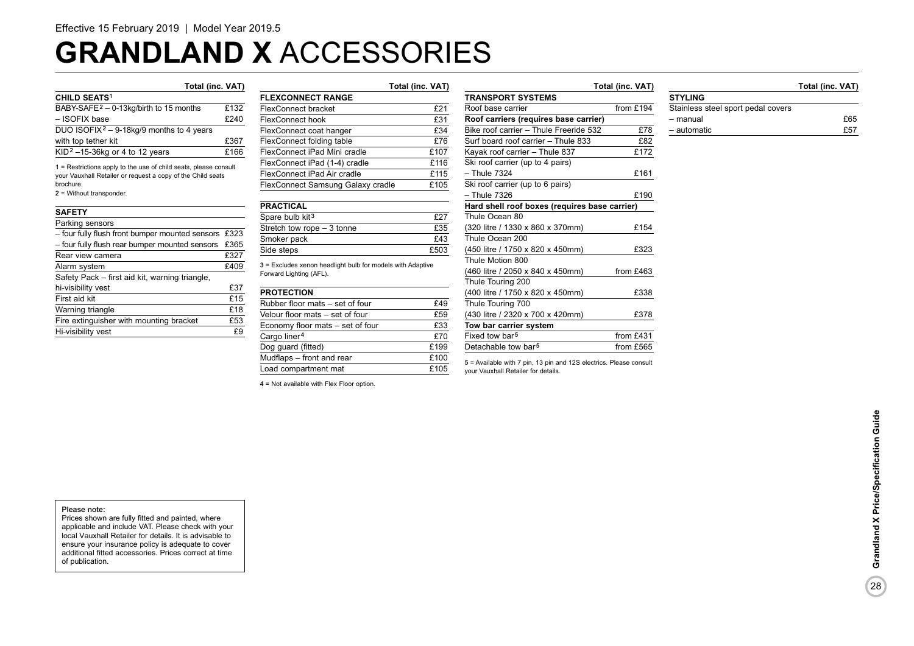Effective 15 February 2019 | Model Year 2019.5

# GRANDLAND X ACCESSORIES

| CHILD SEATS[1] | Total (inc. VAT) |
|---|---|
| BABY-SAFE[2] – 0-13kg/birth to 15 months | £132 |
| – ISOFIX base | £240 |
| DUO ISOFIX[2] – 9-18kg/9 months to 4 years | |
| with top tether kit | £367 |
| KID[2] –15-36kg or 4 to 12 years | £166 |

1 = Restrictions apply to the use of child seats, please consult your Vauxhall Retailer or request a copy of the Child seats brochure.
2 = Without transponder.

| SAFETY | Total (inc. VAT) |
|---|---|
| Parking sensors | |
| – four fully flush front bumper mounted sensors | £323 |
| – four fully flush rear bumper mounted sensors | £365 |
| Rear view camera | £327 |
| Alarm system | £409 |
| Safety Pack – first aid kit, warning triangle, | |
| hi-visibility vest | £37 |
| First aid kit | £15 |
| Warning triangle | £18 |
| Fire extinguisher with mounting bracket | £53 |
| Hi-visibility vest | £9 |

| FLEXCONNECT RANGE | Total (inc. VAT) |
|---|---|
| FlexConnect bracket | £21 |
| FlexConnect hook | £31 |
| FlexConnect coat hanger | £34 |
| FlexConnect folding table | £76 |
| FlexConnect iPad Mini cradle | £107 |
| FlexConnect iPad (1-4) cradle | £116 |
| FlexConnect iPad Air cradle | £115 |
| FlexConnect Samsung Galaxy cradle | £105 |

| PRACTICAL | Total (inc. VAT) |
|---|---|
| Spare bulb kit[3] | £27 |
| Stretch tow rope – 3 tonne | £35 |
| Smoker pack | £43 |
| Side steps | £503 |

3 = Excludes xenon headlight bulb for models with Adaptive Forward Lighting (AFL).

| PROTECTION | Total (inc. VAT) |
|---|---|
| Rubber floor mats – set of four | £49 |
| Velour floor mats – set of four | £59 |
| Economy floor mats – set of four | £33 |
| Cargo liner[4] | £70 |
| Dog guard (fitted) | £199 |
| Mudflaps – front and rear | £100 |
| Load compartment mat | £105 |

4 = Not available with Flex Floor option.

| TRANSPORT SYSTEMS | Total (inc. VAT) |
|---|---|
| Roof base carrier | from £194 |
| **Roof carriers (requires base carrier)** | |
| Bike roof carrier – Thule Freeride 532 | £78 |
| Surf board roof carrier – Thule 833 | £82 |
| Kayak roof carrier – Thule 837 | £172 |
| Ski roof carrier (up to 4 pairs) | |
| – Thule 7324 | £161 |
| Ski roof carrier (up to 6 pairs) | |
| – Thule 7326 | £190 |
| **Hard shell roof boxes (requires base carrier)** | |
| Thule Ocean 80 | |
| (320 litre / 1330 x 860 x 370mm) | £154 |
| Thule Ocean 200 | |
| (450 litre / 1750 x 820 x 450mm) | £323 |
| Thule Motion 800 | |
| (460 litre / 2050 x 840 x 450mm) | from £463 |
| Thule Touring 200 | |
| (400 litre / 1750 x 820 x 450mm) | £338 |
| Thule Touring 700 | |
| (430 litre / 2320 x 700 x 420mm) | £378 |
| **Tow bar carrier system** | |
| Fixed tow bar[5] | from £431 |
| Detachable tow bar[5] | from £565 |

5 = Available with 7 pin, 13 pin and 12S electrics. Please consult your Vauxhall Retailer for details.

| STYLING | Total (inc. VAT) |
|---|---|
| Stainless steel sport pedal covers | |
| – manual | £65 |
| – automatic | £57 |

**Please note:**
Prices shown are fully fitted and painted, where applicable and include VAT. Please check with your local Vauxhall Retailer for details. It is advisable to ensure your insurance policy is adequate to cover additional fitted accessories. Prices correct at time of publication.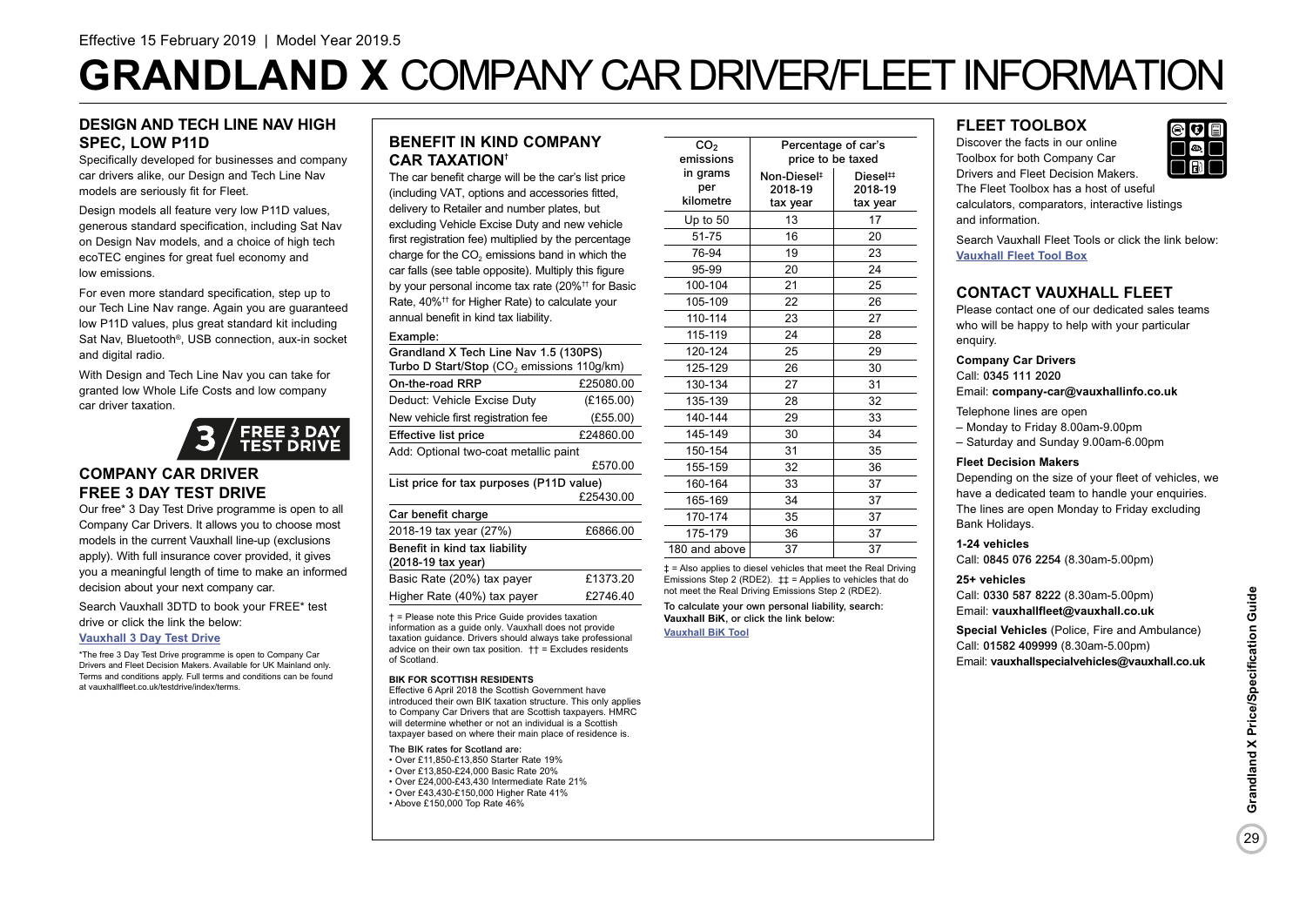Effective 15 February 2019 | Model Year 2019.5

# GRANDLAND X COMPANY CAR DRIVER/FLEET INFORMATION

## DESIGN AND TECH LINE NAV HIGH SPEC, LOW P11D

Specifically developed for businesses and company car drivers alike, our Design and Tech Line Nav models are seriously fit for Fleet.

Design models all feature very low P11D values, generous standard specification, including Sat Nav on Design Nav models, and a choice of high tech ecoTEC engines for great fuel economy and low emissions.

For even more standard specification, step up to our Tech Line Nav range. Again you are guaranteed low P11D values, plus great standard kit including Sat Nav, Bluetooth®, USB connection, aux-in socket and digital radio.

With Design and Tech Line Nav you can take for granted low Whole Life Costs and low company car driver taxation.

3 / FREE 3 DAY TEST DRIVE

## COMPANY CAR DRIVER FREE 3 DAY TEST DRIVE

Our free* 3 Day Test Drive programme is open to all Company Car Drivers. It allows you to choose most models in the current Vauxhall line-up (exclusions apply). With full insurance cover provided, it gives you a meaningful length of time to make an informed decision about your next company car.

Search Vauxhall 3DTD to book your FREE* test drive or click the link the below:

**Vauxhall 3 Day Test Drive**

*The free 3 Day Test Drive programme is open to Company Car Drivers and Fleet Decision Makers. Available for UK Mainland only. Terms and conditions apply. Full terms and conditions can be found at vauxhallfleet.co.uk/testdrive/index/terms.

## BENEFIT IN KIND COMPANY CAR TAXATION†

The car benefit charge will be the car's list price (including VAT, options and accessories fitted, delivery to Retailer and number plates, but excluding Vehicle Excise Duty and new vehicle first registration fee) multiplied by the percentage charge for the $CO_2$ emissions band in which the car falls (see table opposite). Multiply this figure by your personal income tax rate (20%†† for Basic Rate, 40%†† for Higher Rate) to calculate your annual benefit in kind tax liability.

**Example:**

| **Grandland X Tech Line Nav 1.5 (130PS) Turbo D Start/Stop ($CO_2$ emissions 110g/km)** | |
|---|---|
| On-the-road RRP | £25080.00 |
| Deduct: Vehicle Excise Duty | (£165.00) |
| New vehicle first registration fee | (£55.00) |
| Effective list price | £24860.00 |
| Add: Optional two-coat metallic paint | £570.00 |
| List price for tax purposes (P11D value) | £25430.00 |
| **Car benefit charge** | |
| 2018-19 tax year (27%) | £6866.00 |
| **Benefit in kind tax liability (2018-19 tax year)** | |
| Basic Rate (20%) tax payer | £1373.20 |
| Higher Rate (40%) tax payer | £2746.40 |

† = Please note this Price Guide provides taxation information as a guide only. Vauxhall does not provide taxation guidance. Drivers should always take professional advice on their own tax position. †† = Excludes residents of Scotland.

**BIK FOR SCOTTISH RESIDENTS**

Effective 6 April 2018 the Scottish Government have introduced their own BIK taxation structure. This only applies to Company Car Drivers that are Scottish taxpayers. HMRC will determine whether or not an individual is a Scottish taxpayer based on where their main place of residence is.

The BIK rates for Scotland are:

- Over £11,850-£13,850 Starter Rate 19%
- Over £13,850-£24,000 Basic Rate 20%
- Over £24,000-£43,430 Intermediate Rate 21%
- Over £43,430-£150,000 Higher Rate 41%
- Above £150,000 Top Rate 46%

| $CO_2$ emissions in grams per kilometre | Percentage of car's price to be taxed | |
|---|---|---|
| | Non-Diesel‡ 2018-19 tax year | Diesel‡‡ 2018-19 tax year |
| Up to 50 | 13 | 17 |
| 51-75 | 16 | 20 |
| 76-94 | 19 | 23 |
| 95-99 | 20 | 24 |
| 100-104 | 21 | 25 |
| 105-109 | 22 | 26 |
| 110-114 | 23 | 27 |
| 115-119 | 24 | 28 |
| 120-124 | 25 | 29 |
| 125-129 | 26 | 30 |
| 130-134 | 27 | 31 |
| 135-139 | 28 | 32 |
| 140-144 | 29 | 33 |
| 145-149 | 30 | 34 |
| 150-154 | 31 | 35 |
| 155-159 | 32 | 36 |
| 160-164 | 33 | 37 |
| 165-169 | 34 | 37 |
| 170-174 | 35 | 37 |
| 175-179 | 36 | 37 |
| 180 and above | 37 | 37 |

‡ = Also applies to diesel vehicles that meet the Real Driving Emissions Step 2 (RDE2). ‡‡ = Applies to vehicles that do not meet the Real Driving Emissions Step 2 (RDE2).

**To calculate your own personal liability, search: Vauxhall BiK, or click the link below:**

**Vauxhall BiK Tool**

## FLEET TOOLBOX

Discover the facts in our online Toolbox for both Company Car Drivers and Fleet Decision Makers. The Fleet Toolbox has a host of useful calculators, comparators, interactive listings and information.

Search Vauxhall Fleet Tools or click the link below:

**Vauxhall Fleet Tool Box**

## CONTACT VAUXHALL FLEET

Please contact one of our dedicated sales teams who will be happy to help with your particular enquiry.

**Company Car Drivers**

Call: **0345 111 2020**

Email: **company-car@vauxhallinfo.co.uk**

Telephone lines are open

- Monday to Friday 8.00am-9.00pm
- Saturday and Sunday 9.00am-6.00pm

**Fleet Decision Makers**

Depending on the size of your fleet of vehicles, we have a dedicated team to handle your enquiries. The lines are open Monday to Friday excluding Bank Holidays.

**1-24 vehicles**

Call: **0845 076 2254** (8.30am-5.00pm)

**25+ vehicles**

Call: **0330 587 8222** (8.30am-5.00pm)

Email: **vauxhallfleet@vauxhall.co.uk**

**Special Vehicles** (Police, Fire and Ambulance)

Call: **01582 409999** (8.30am-5.00pm)

Email: **vauxhallspecialvehicles@vauxhall.co.uk**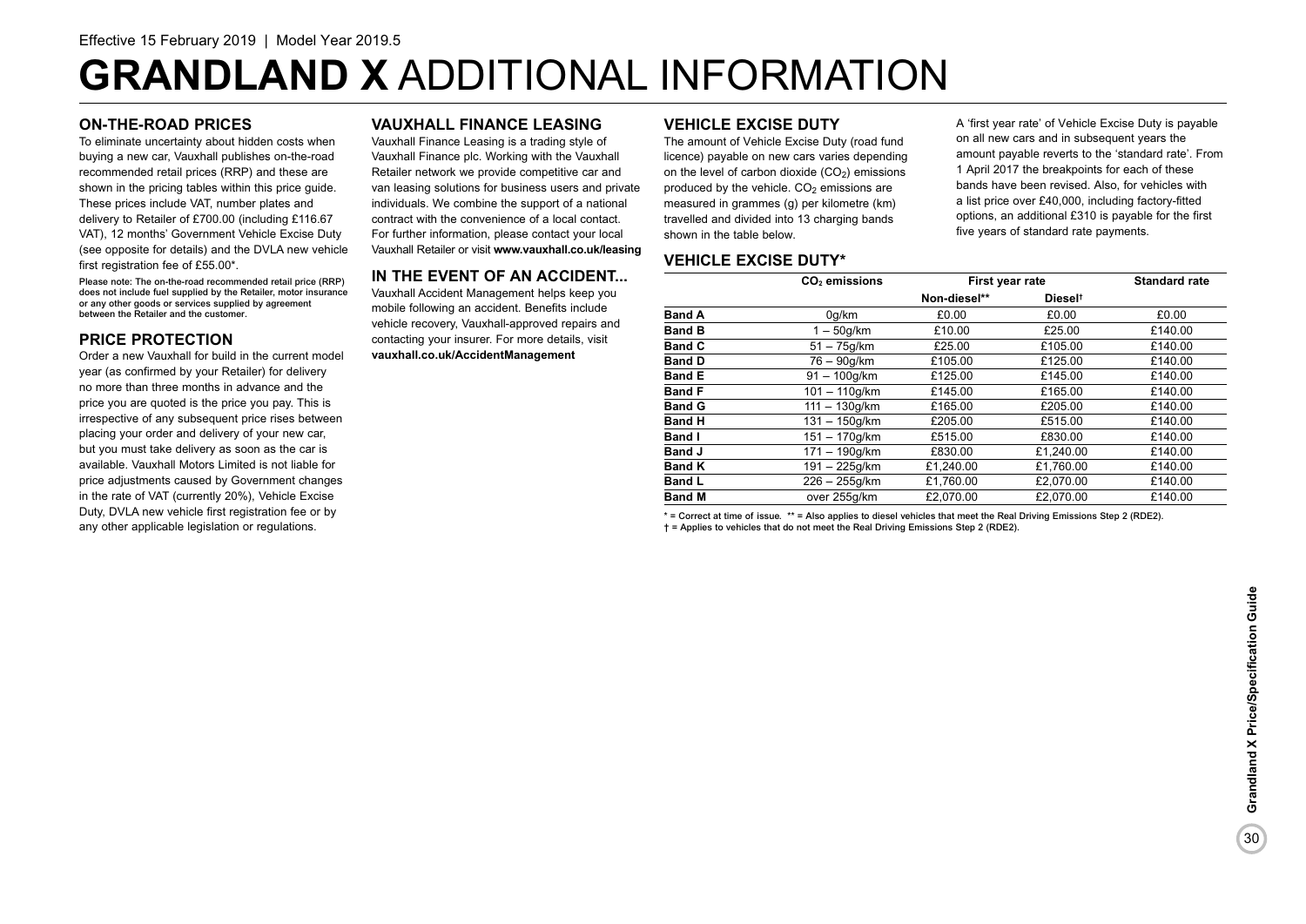Effective 15 February 2019 | Model Year 2019.5

# GRANDLAND X ADDITIONAL INFORMATION

## ON-THE-ROAD PRICES

To eliminate uncertainty about hidden costs when buying a new car, Vauxhall publishes on-the-road recommended retail prices (RRP) and these are shown in the pricing tables within this price guide. These prices include VAT, number plates and delivery to Retailer of £700.00 (including £116.67 VAT), 12 months' Government Vehicle Excise Duty (see opposite for details) and the DVLA new vehicle first registration fee of £55.00*.

**Please note: The on-the-road recommended retail price (RRP) does not include fuel supplied by the Retailer, motor insurance or any other goods or services supplied by agreement between the Retailer and the customer.**

## PRICE PROTECTION

Order a new Vauxhall for build in the current model year (as confirmed by your Retailer) for delivery no more than three months in advance and the price you are quoted is the price you pay. This is irrespective of any subsequent price rises between placing your order and delivery of your new car, but you must take delivery as soon as the car is available. Vauxhall Motors Limited is not liable for price adjustments caused by Government changes in the rate of VAT (currently 20%), Vehicle Excise Duty, DVLA new vehicle first registration fee or by any other applicable legislation or regulations.

## VAUXHALL FINANCE LEASING

Vauxhall Finance Leasing is a trading style of Vauxhall Finance plc. Working with the Vauxhall Retailer network we provide competitive car and van leasing solutions for business users and private individuals. We combine the support of a national contract with the convenience of a local contact. For further information, please contact your local Vauxhall Retailer or visit **www.vauxhall.co.uk/leasing**

## IN THE EVENT OF AN ACCIDENT...

Vauxhall Accident Management helps keep you mobile following an accident. Benefits include vehicle recovery, Vauxhall-approved repairs and contacting your insurer. For more details, visit **vauxhall.co.uk/AccidentManagement**

## VEHICLE EXCISE DUTY

The amount of Vehicle Excise Duty (road fund licence) payable on new cars varies depending on the level of carbon dioxide ($CO_2$) emissions produced by the vehicle. $CO_2$ emissions are measured in grammes (g) per kilometre (km) travelled and divided into 13 charging bands shown in the table below.

A 'first year rate' of Vehicle Excise Duty is payable on all new cars and in subsequent years the amount payable reverts to the 'standard rate'. From 1 April 2017 the breakpoints for each of these bands have been revised. Also, for vehicles with a list price over £40,000, including factory-fitted options, an additional £310 is payable for the first five years of standard rate payments.

## VEHICLE EXCISE DUTY*

| | $CO_2$ emissions | First year rate | | Standard rate |
|---|---|---|---|---|
| | | Non-diesel** | Diesel† | |
| **Band A** | 0g/km | £0.00 | £0.00 | £0.00 |
| **Band B** | 1 – 50g/km | £10.00 | £25.00 | £140.00 |
| **Band C** | 51 – 75g/km | £25.00 | £105.00 | £140.00 |
| **Band D** | 76 – 90g/km | £105.00 | £125.00 | £140.00 |
| **Band E** | 91 – 100g/km | £125.00 | £145.00 | £140.00 |
| **Band F** | 101 – 110g/km | £145.00 | £165.00 | £140.00 |
| **Band G** | 111 – 130g/km | £165.00 | £205.00 | £140.00 |
| **Band H** | 131 – 150g/km | £205.00 | £515.00 | £140.00 |
| **Band I** | 151 – 170g/km | £515.00 | £830.00 | £140.00 |
| **Band J** | 171 – 190g/km | £830.00 | £1,240.00 | £140.00 |
| **Band K** | 191 – 225g/km | £1,240.00 | £1,760.00 | £140.00 |
| **Band L** | 226 – 255g/km | £1,760.00 | £2,070.00 | £140.00 |
| **Band M** | over 255g/km | £2,070.00 | £2,070.00 | £140.00 |

\* = Correct at time of issue. ** = Also applies to diesel vehicles that meet the Real Driving Emissions Step 2 (RDE2).
† = Applies to vehicles that do not meet the Real Driving Emissions Step 2 (RDE2).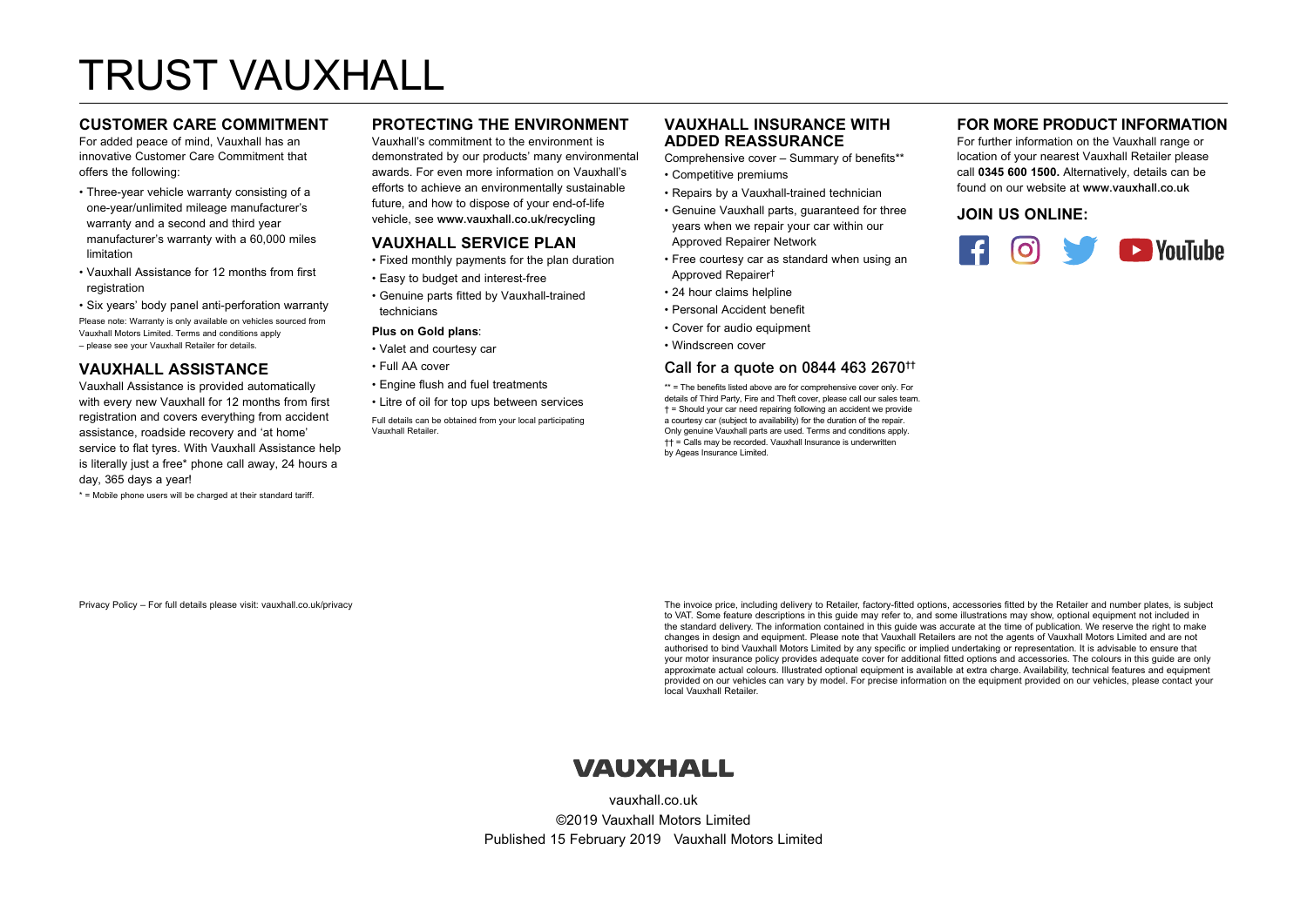# TRUST VAUXHALL

## CUSTOMER CARE COMMITMENT

For added peace of mind, Vauxhall has an innovative Customer Care Commitment that offers the following:

- Three-year vehicle warranty consisting of a one-year/unlimited mileage manufacturer's warranty and a second and third year manufacturer's warranty with a 60,000 miles limitation
- Vauxhall Assistance for 12 months from first registration
- Six years' body panel anti-perforation warranty

Please note: Warranty is only available on vehicles sourced from Vauxhall Motors Limited. Terms and conditions apply – please see your Vauxhall Retailer for details.

## VAUXHALL ASSISTANCE

Vauxhall Assistance is provided automatically with every new Vauxhall for 12 months from first registration and covers everything from accident assistance, roadside recovery and 'at home' service to flat tyres. With Vauxhall Assistance help is literally just a free* phone call away, 24 hours a day, 365 days a year!

* = Mobile phone users will be charged at their standard tariff.

## PROTECTING THE ENVIRONMENT

Vauxhall's commitment to the environment is demonstrated by our products' many environmental awards. For even more information on Vauxhall's efforts to achieve an environmentally sustainable future, and how to dispose of your end-of-life vehicle, see **www.vauxhall.co.uk/recycling**

## VAUXHALL SERVICE PLAN

- Fixed monthly payments for the plan duration
- Easy to budget and interest-free
- Genuine parts fitted by Vauxhall-trained technicians

**Plus on Gold plans**:

- Valet and courtesy car
- Full AA cover
- Engine flush and fuel treatments
- Litre of oil for top ups between services

Full details can be obtained from your local participating Vauxhall Retailer.

## VAUXHALL INSURANCE WITH ADDED REASSURANCE

Comprehensive cover – Summary of benefits**

- Competitive premiums
- Repairs by a Vauxhall-trained technician
- Genuine Vauxhall parts, guaranteed for three years when we repair your car within our Approved Repairer Network
- Free courtesy car as standard when using an Approved Repairer†
- 24 hour claims helpline
- Personal Accident benefit
- Cover for audio equipment
- Windscreen cover

### Call for a quote on 0844 463 2670††

** = The benefits listed above are for comprehensive cover only. For details of Third Party, Fire and Theft cover, please call our sales team.
† = Should your car need repairing following an accident we provide a courtesy car (subject to availability) for the duration of the repair. Only genuine Vauxhall parts are used. Terms and conditions apply.
†† = Calls may be recorded. Vauxhall Insurance is underwritten by Ageas Insurance Limited.

## FOR MORE PRODUCT INFORMATION

For further information on the Vauxhall range or location of your nearest Vauxhall Retailer please call **0345 600 1500.** Alternatively, details can be found on our website at **www.vauxhall.co.uk**

## JOIN US ONLINE:

YouTube

Privacy Policy – For full details please visit: vauxhall.co.uk/privacy

The invoice price, including delivery to Retailer, factory-fitted options, accessories fitted by the Retailer and number plates, is subject to VAT. Some feature descriptions in this guide may refer to, and some illustrations may show, optional equipment not included in the standard delivery. The information contained in this guide was accurate at the time of publication. We reserve the right to make changes in design and equipment. Please note that Vauxhall Retailers are not the agents of Vauxhall Motors Limited and are not authorised to bind Vauxhall Motors Limited by any specific or implied undertaking or representation. It is advisable to ensure that your motor insurance policy provides adequate cover for additional fitted options and accessories. The colours in this guide are only approximate actual colours. Illustrated optional equipment is available at extra charge. Availability, technical features and equipment provided on our vehicles can vary by model. For precise information on the equipment provided on our vehicles, please contact your local Vauxhall Retailer.

VAUXHALL

vauxhall.co.uk
©2019 Vauxhall Motors Limited
Published 15 February 2019 Vauxhall Motors Limited